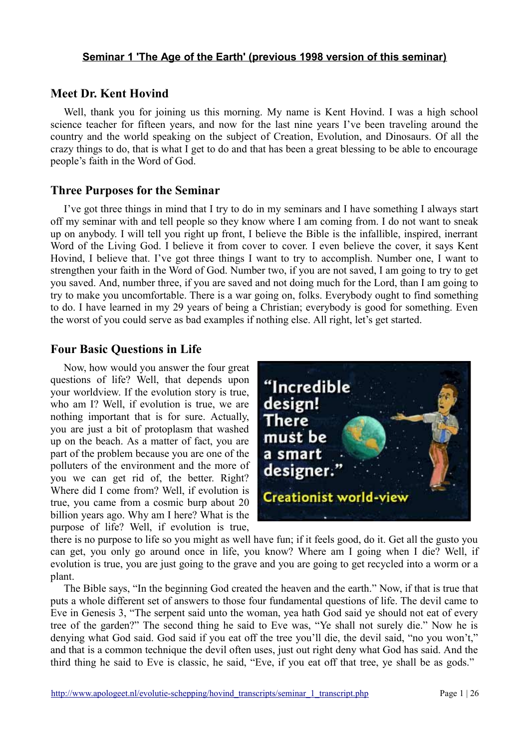**Seminar 1 'The Age of the Earth' (previous 1998 version of this seminar)**

## Meet Dr. Kent Hovind

Well, thank you for joining us this morning. My name is Kent Hovind. I was a high school science teacher for fifteen years, and now for the last nine years I've been traveling around the country and the world speaking on the subject of Creation, Evolution, and Dinosaurs. Of all the crazy things to do, that is what I get to do and that has been a great blessing to be able to encourage people's faith in the Word of God.

## Three Purposes for the Seminar

I've got three things in mind that I try to do in my seminars and I have something I always start off my seminar with and tell people so they know where I am coming from. I do not want to sneak up on anybody. I will tell you right up front, I believe the Bible is the infallible, inspired, inerrant Word of the Living God. I believe it from cover to cover. I even believe the cover, it says Kent Hovind, I believe that. I've got three things I want to try to accomplish. Number one, I want to strengthen your faith in the Word of God. Number two, if you are not saved, I am going to try to get you saved. And, number three, if you are saved and not doing much for the Lord, than I am going to try to make you uncomfortable. There is a war going on, folks. Everybody ought to find something to do. I have learned in my 29 years of being a Christian; everybody is good for something. Even the worst of you could serve as bad examples if nothing else. All right, let's get started.

## Four Basic Questions in Life

Now, how would you answer the four great questions of life? Well, that depends upon your worldview. If the evolution story is true, who am I? Well, if evolution is true, we are nothing important that is for sure. Actually, you are just a bit of protoplasm that washed up on the beach. As a matter of fact, you are part of the problem because you are one of the polluters of the environment and the more of you we can get rid of, the better. Right? Where did I come from? Well, if evolution is true, you came from a cosmic burp about 20 billion years ago. Why am I here? What is the purpose of life? Well, if evolution is true, there is no purpose to life so you might as well have fun; if it feels good, do it. Get all the gusto you can get, you only go around once in life, you know? Where am I going when I die? Well, if evolution is true, you are just going to the grave and you are going to get recycled into a worm or a plant.

The Bible says, "In the beginning God created the heaven and the earth." Now, if that is true that puts a whole different set of answers to those four fundamental questions of life. The devil came to Eve in Genesis 3, "The serpent said unto the woman, yea hath God said ye should not eat of every tree of the garden?" The second thing he said to Eve was, "Ye shall not surely die." Now he is denying what God said. God said if you eat off the tree you'll die, the devil said, "no you won't," and that is a common technique the devil often uses, just out right deny what God has said. And the third thing he said to Eve is classic, he said, "Eve, if you eat off that tree, ye shall be as gods."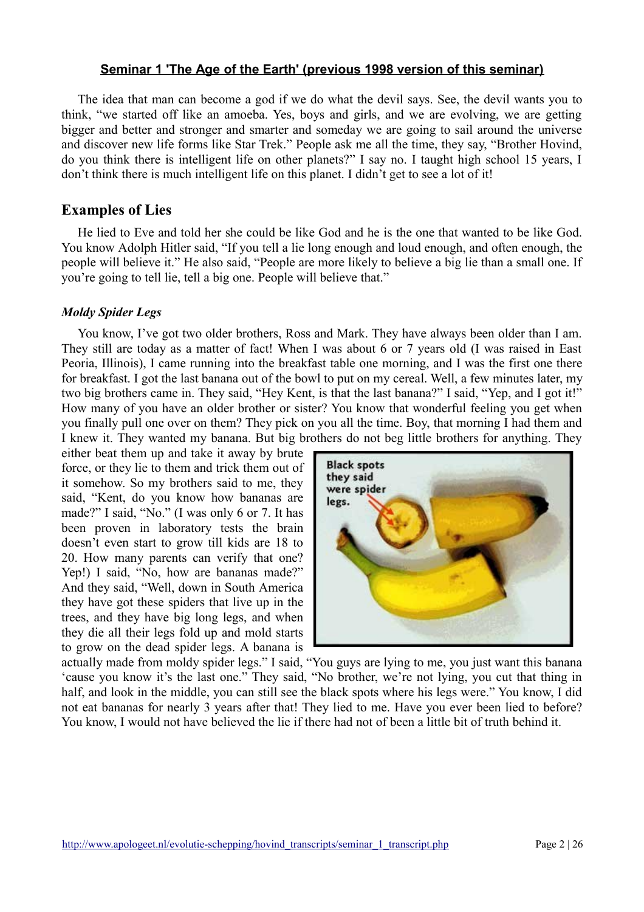**Seminar 1 'The Age of the Earth' (previous 1998 version of this seminar)**

The idea that man can become a god if we do what the devil says. See, the devil wants you to think, "we started off like an amoeba. Yes, boys and girls, and we are evolving, we are getting bigger and better and stronger and smarter and someday we are going to sail around the universe and discover new life forms like Star Trek." People ask me all the time, they say, "Brother Hovind, do you think there is intelligent life on other planets?" I say no. I taught high school 15 years, I don't think there is much intelligent life on this planet. I didn't get to see a lot of it!

## Examples of Lies

He lied to Eve and told her she could be like God and he is the one that wanted to be like God. You know Adolph Hitler said, "If you tell a lie long enough and loud enough, and often enough, the people will believe it." He also said, "People are more likely to believe a big lie than a small one. If you're going to tell lie, tell a big one. People will believe that."

### *Moldy Spider Legs*

You know, I've got two older brothers, Ross and Mark. They have always been older than I am. They still are today as a matter of fact! When I was about 6 or 7 years old (I was raised in East Peoria, Illinois), I came running into the breakfast table one morning, and I was the first one there for breakfast. I got the last banana out of the bowl to put on my cereal. Well, a few minutes later, my two big brothers came in. They said, "Hey Kent, is that the last banana?" I said, "Yep, and I got it!" How many of you have an older brother or sister? You know that wonderful feeling you get when you finally pull one over on them? They pick on you all the time. Boy, that morning I had them and I knew it. They wanted my banana. But big brothers do not beg little brothers for anything. They either beat them up and take it away by brute force, or they lie to them and trick them out of it somehow. So my brothers said to me, they said, "Kent, do you know how bananas are made?" I said, "No." (I was only 6 or 7. It has been proven in laboratory tests the brain doesn't even start to grow till kids are 18 to 20. How many parents can verify that one? Yep!) I said, "No, how are bananas made?" And they said, "Well, down in South America they have got these spiders that live up in the trees, and they have big long legs, and when they die all their legs fold up and mold starts to grow on the dead spider legs. A banana is actually made from moldy spider legs." I said, "You guys are lying to me, you just want this banana 'cause you know it's the last one." They said, "No brother, we're not lying, you cut that thing in half, and look in the middle, you can still see the black spots where his legs were." You know, I did not eat bananas for nearly 3 years after that! They lied to me. Have you ever been lied to before? You know, I would not have believed the lie if there had not of been a little bit of truth behind it.

Black spots they said were spider legs.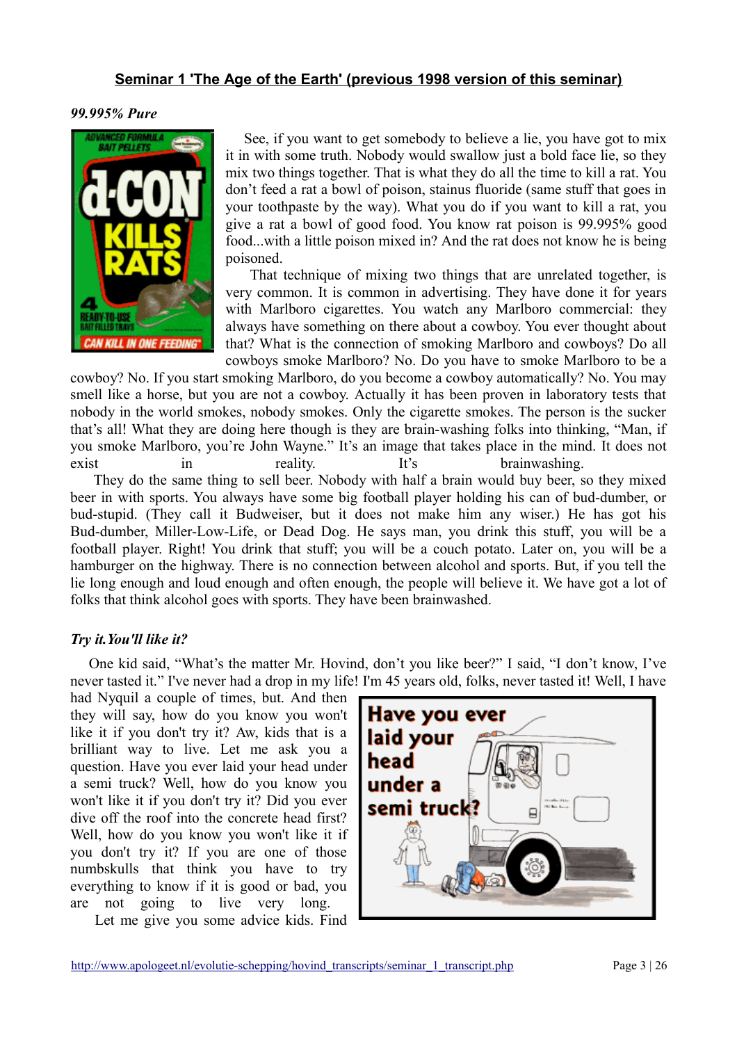## Seminar 1 'The Age of the Earth' (previous 1998 version of this seminar)

***99.995% Pure***

See, if you want to get somebody to believe a lie, you have got to mix it in with some truth. Nobody would swallow just a bold face lie, so they mix two things together. That is what they do all the time to kill a rat. You don't feed a rat a bowl of poison, stainus fluoride (same stuff that goes in your toothpaste by the way). What you do if you want to kill a rat, you give a rat a bowl of good food. You know rat poison is 99.995% good food...with a little poison mixed in? And the rat does not know he is being poisoned.

That technique of mixing two things that are unrelated together, is very common. It is common in advertising. They have done it for years with Marlboro cigarettes. You watch any Marlboro commercial: they always have something on there about a cowboy. You ever thought about that? What is the connection of smoking Marlboro and cowboys? Do all cowboys smoke Marlboro? No. Do you have to smoke Marlboro to be a cowboy? No. If you start smoking Marlboro, do you become a cowboy automatically? No. You may smell like a horse, but you are not a cowboy. Actually it has been proven in laboratory tests that nobody in the world smokes, nobody smokes. Only the cigarette smokes. The person is the sucker that's all! What they are doing here though is they are brain-washing folks into thinking, "Man, if you smoke Marlboro, you're John Wayne." It's an image that takes place in the mind. It does not exist in reality. It's brainwashing.

They do the same thing to sell beer. Nobody with half a brain would buy beer, so they mixed beer in with sports. You always have some big football player holding his can of bud-dumber, or bud-stupid. (They call it Budweiser, but it does not make him any wiser.) He has got his Bud-dumber, Miller-Low-Life, or Dead Dog. He says man, you drink this stuff, you will be a football player. Right! You drink that stuff; you will be a couch potato. Later on, you will be a hamburger on the highway. There is no connection between alcohol and sports. But, if you tell the lie long enough and loud enough and often enough, the people will believe it. We have got a lot of folks that think alcohol goes with sports. They have been brainwashed.

***Try it.You'll like it?***

One kid said, "What's the matter Mr. Hovind, don't you like beer?" I said, "I don't know, I've never tasted it." I've never had a drop in my life! I'm 45 years old, folks, never tasted it! Well, I have had Nyquil a couple of times, but. And then they will say, how do you know you won't like it if you don't try it? Aw, kids that is a brilliant way to live. Let me ask you a question. Have you ever laid your head under a semi truck? Well, how do you know you won't like it if you don't try it? Did you ever dive off the roof into the concrete head first? Well, how do you know you won't like it if you don't try it? If you are one of those numbskulls that think you have to try everything to know if it is good or bad, you are not going to live very long.

Let me give you some advice kids. Find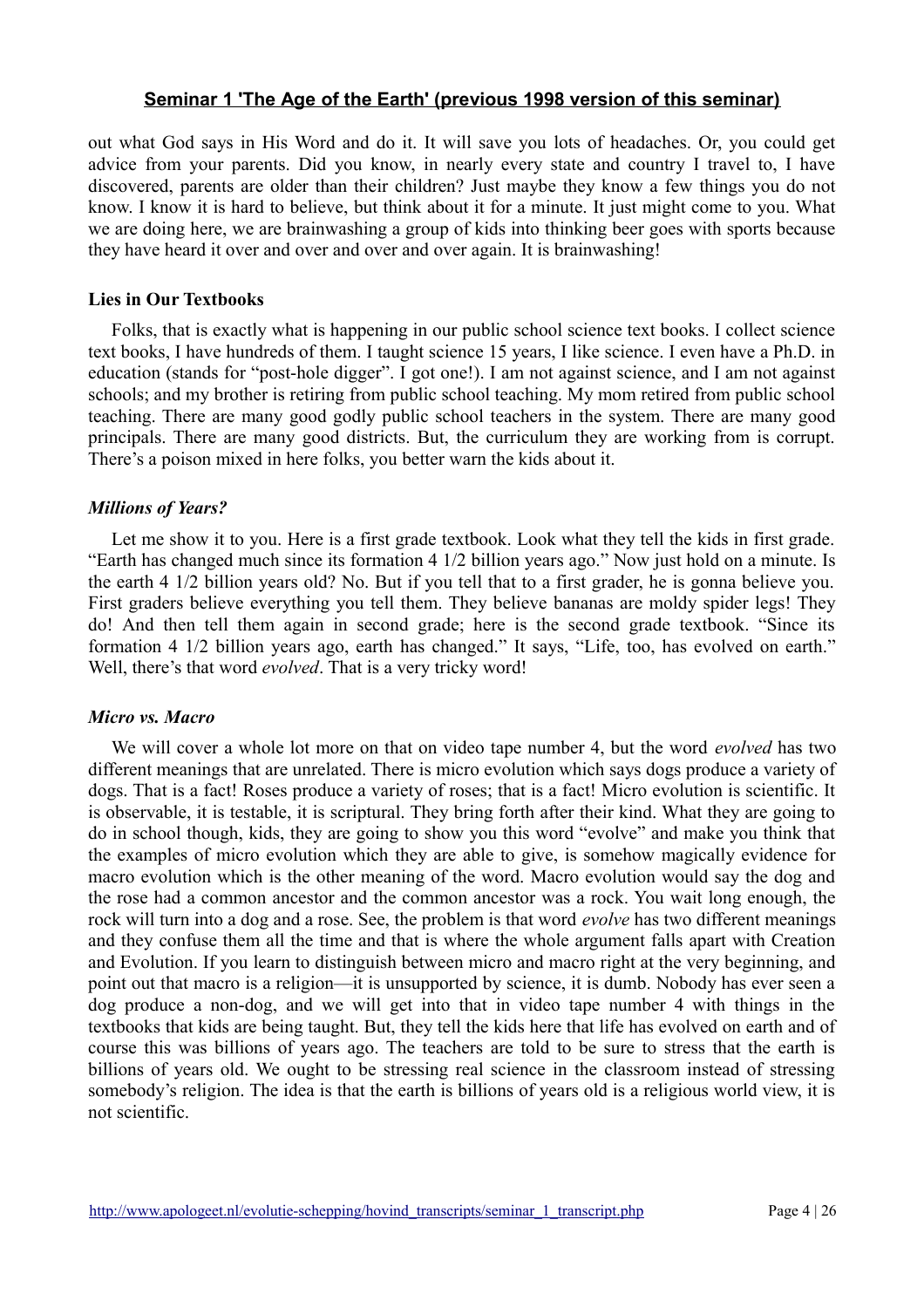out what God says in His Word and do it. It will save you lots of headaches. Or, you could get advice from your parents. Did you know, in nearly every state and country I travel to, I have discovered, parents are older than their children? Just maybe they know a few things you do not know. I know it is hard to believe, but think about it for a minute. It just might come to you. What we are doing here, we are brainwashing a group of kids into thinking beer goes with sports because they have heard it over and over and over and over again. It is brainwashing!

### Lies in Our Textbooks

Folks, that is exactly what is happening in our public school science text books. I collect science text books, I have hundreds of them. I taught science 15 years, I like science. I even have a Ph.D. in education (stands for "post-hole digger". I got one!). I am not against science, and I am not against schools; and my brother is retiring from public school teaching. My mom retired from public school teaching. There are many good godly public school teachers in the system. There are many good principals. There are many good districts. But, the curriculum they are working from is corrupt. There's a poison mixed in here folks, you better warn the kids about it.

#### *Millions of Years?*

Let me show it to you. Here is a first grade textbook. Look what they tell the kids in first grade. "Earth has changed much since its formation 4 1/2 billion years ago." Now just hold on a minute. Is the earth 4 1/2 billion years old? No. But if you tell that to a first grader, he is gonna believe you. First graders believe everything you tell them. They believe bananas are moldy spider legs! They do! And then tell them again in second grade; here is the second grade textbook. "Since its formation 4 1/2 billion years ago, earth has changed." It says, "Life, too, has evolved on earth." Well, there's that word *evolved*. That is a very tricky word!

#### *Micro vs. Macro*

We will cover a whole lot more on that on video tape number 4, but the word *evolved* has two different meanings that are unrelated. There is micro evolution which says dogs produce a variety of dogs. That is a fact! Roses produce a variety of roses; that is a fact! Micro evolution is scientific. It is observable, it is testable, it is scriptural. They bring forth after their kind. What they are going to do in school though, kids, they are going to show you this word "evolve" and make you think that the examples of micro evolution which they are able to give, is somehow magically evidence for macro evolution which is the other meaning of the word. Macro evolution would say the dog and the rose had a common ancestor and the common ancestor was a rock. You wait long enough, the rock will turn into a dog and a rose. See, the problem is that word *evolve* has two different meanings and they confuse them all the time and that is where the whole argument falls apart with Creation and Evolution. If you learn to distinguish between micro and macro right at the very beginning, and point out that macro is a religion—it is unsupported by science, it is dumb. Nobody has ever seen a dog produce a non-dog, and we will get into that in video tape number 4 with things in the textbooks that kids are being taught. But, they tell the kids here that life has evolved on earth and of course this was billions of years ago. The teachers are told to be sure to stress that the earth is billions of years old. We ought to be stressing real science in the classroom instead of stressing somebody's religion. The idea is that the earth is billions of years old is a religious world view, it is not scientific.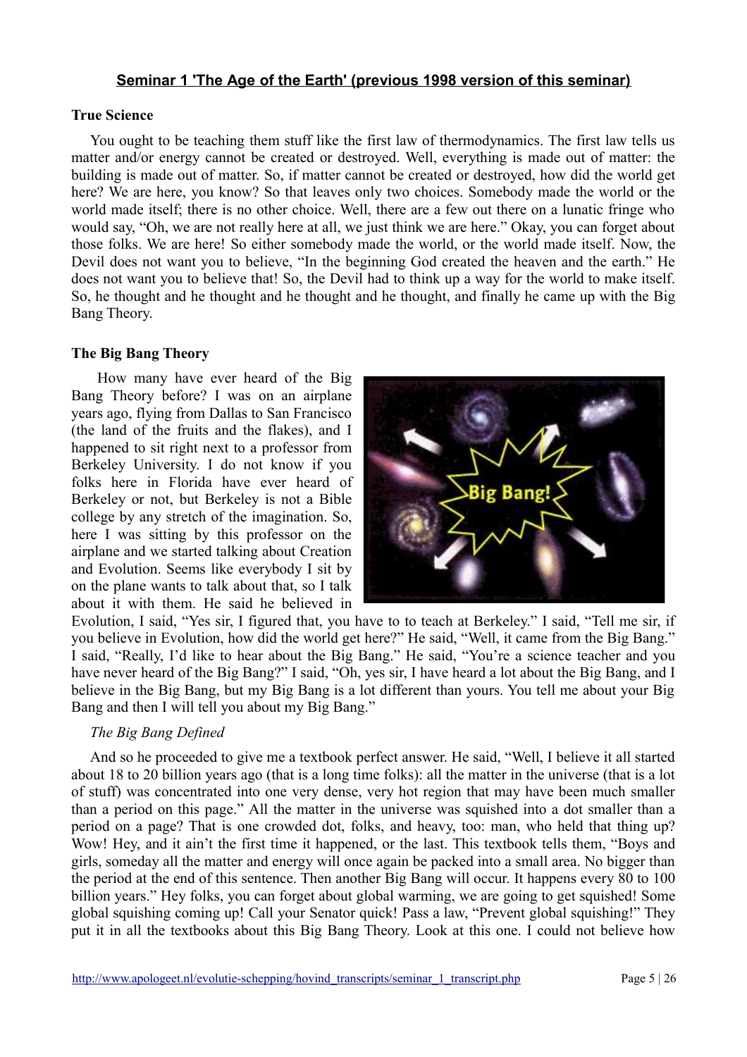## Seminar 1 'The Age of the Earth' (previous 1998 version of this seminar)

### True Science

You ought to be teaching them stuff like the first law of thermodynamics. The first law tells us matter and/or energy cannot be created or destroyed. Well, everything is made out of matter: the building is made out of matter. So, if matter cannot be created or destroyed, how did the world get here? We are here, you know? So that leaves only two choices. Somebody made the world or the world made itself; there is no other choice. Well, there are a few out there on a lunatic fringe who would say, "Oh, we are not really here at all, we just think we are here." Okay, you can forget about those folks. We are here! So either somebody made the world, or the world made itself. Now, the Devil does not want you to believe, "In the beginning God created the heaven and the earth." He does not want you to believe that! So, the Devil had to think up a way for the world to make itself. So, he thought and he thought and he thought and he thought, and finally he came up with the Big Bang Theory.

### The Big Bang Theory

How many have ever heard of the Big Bang Theory before? I was on an airplane years ago, flying from Dallas to San Francisco (the land of the fruits and the flakes), and I happened to sit right next to a professor from Berkeley University. I do not know if you folks here in Florida have ever heard of Berkeley or not, but Berkeley is not a Bible college by any stretch of the imagination. So, here I was sitting by this professor on the airplane and we started talking about Creation and Evolution. Seems like everybody I sit by on the plane wants to talk about that, so I talk about it with them. He said he believed in Evolution, I said, "Yes sir, I figured that, you have to to teach at Berkeley." I said, "Tell me sir, if you believe in Evolution, how did the world get here?" He said, "Well, it came from the Big Bang." I said, "Really, I'd like to hear about the Big Bang." He said, "You're a science teacher and you have never heard of the Big Bang?" I said, "Oh, yes sir, I have heard a lot about the Big Bang, and I believe in the Big Bang, but my Big Bang is a lot different than yours. You tell me about your Big Bang and then I will tell you about my Big Bang."

*The Big Bang Defined*

And so he proceeded to give me a textbook perfect answer. He said, "Well, I believe it all started about 18 to 20 billion years ago (that is a long time folks): all the matter in the universe (that is a lot of stuff) was concentrated into one very dense, very hot region that may have been much smaller than a period on this page." All the matter in the universe was squished into a dot smaller than a period on a page? That is one crowded dot, folks, and heavy, too: man, who held that thing up? Wow! Hey, and it ain't the first time it happened, or the last. This textbook tells them, "Boys and girls, someday all the matter and energy will once again be packed into a small area. No bigger than the period at the end of this sentence. Then another Big Bang will occur. It happens every 80 to 100 billion years." Hey folks, you can forget about global warming, we are going to get squished! Some global squishing coming up! Call your Senator quick! Pass a law, "Prevent global squishing!" They put it in all the textbooks about this Big Bang Theory. Look at this one. I could not believe how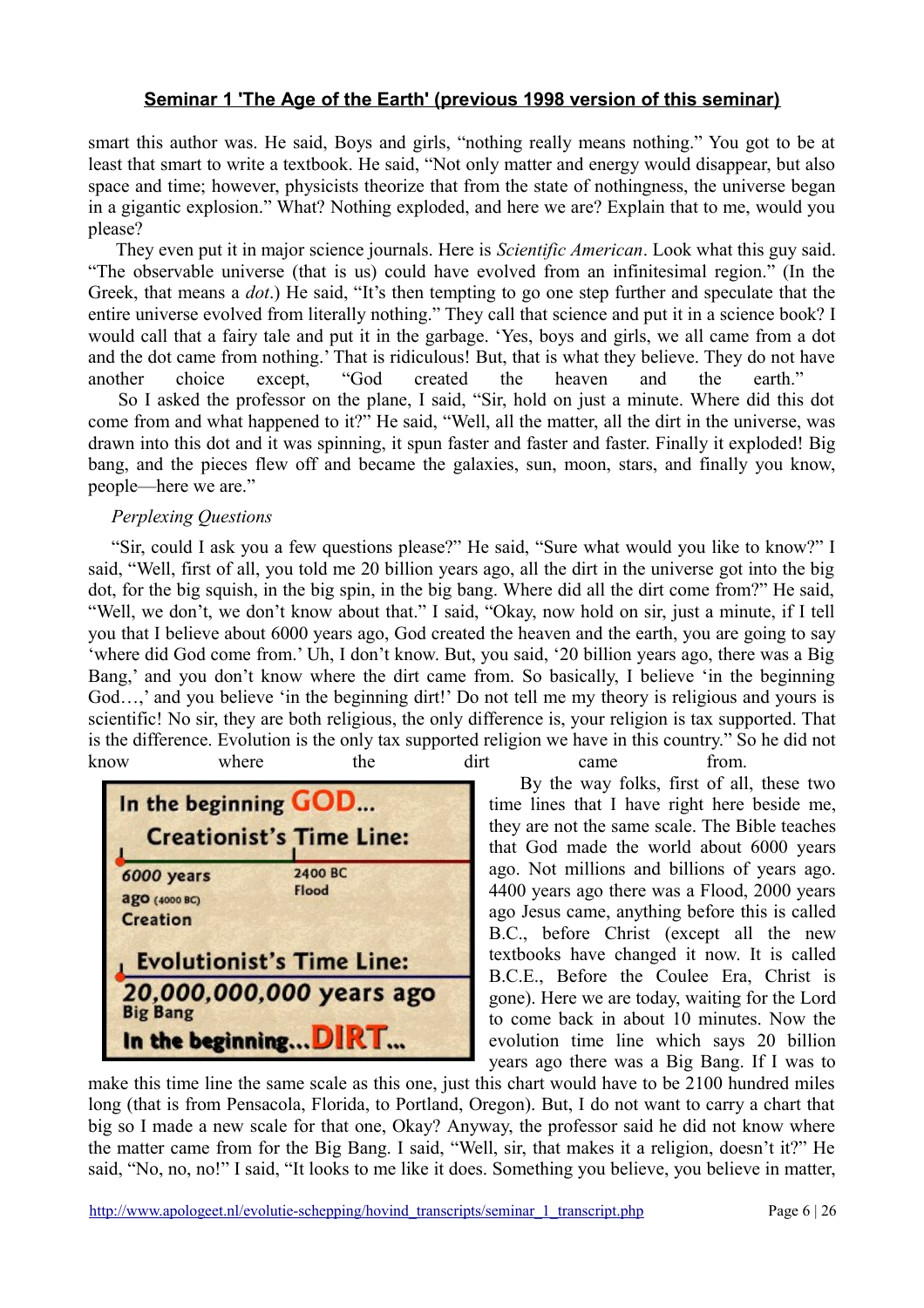smart this author was. He said, Boys and girls, "nothing really means nothing." You got to be at least that smart to write a textbook. He said, "Not only matter and energy would disappear, but also space and time; however, physicists theorize that from the state of nothingness, the universe began in a gigantic explosion." What? Nothing exploded, and here we are? Explain that to me, would you please?

They even put it in major science journals. Here is *Scientific American*. Look what this guy said. "The observable universe (that is us) could have evolved from an infinitesimal region." (In the Greek, that means a *dot*.) He said, "It's then tempting to go one step further and speculate that the entire universe evolved from literally nothing." They call that science and put it in a science book? I would call that a fairy tale and put it in the garbage. 'Yes, boys and girls, we all came from a dot and the dot came from nothing.' That is ridiculous! But, that is what they believe. They do not have another choice except, "God created the heaven and the earth."

So I asked the professor on the plane, I said, "Sir, hold on just a minute. Where did this dot come from and what happened to it?" He said, "Well, all the matter, all the dirt in the universe, was drawn into this dot and it was spinning, it spun faster and faster and faster. Finally it exploded! Big bang, and the pieces flew off and became the galaxies, sun, moon, stars, and finally you know, people—here we are."

*Perplexing Questions*

"Sir, could I ask you a few questions please?" He said, "Sure what would you like to know?" I said, "Well, first of all, you told me 20 billion years ago, all the dirt in the universe got into the big dot, for the big squish, in the big spin, in the big bang. Where did all the dirt come from?" He said, "Well, we don't, we don't know about that." I said, "Okay, now hold on sir, just a minute, if I tell you that I believe about 6000 years ago, God created the heaven and the earth, you are going to say 'where did God come from.' Uh, I don't know. But, you said, '20 billion years ago, there was a Big Bang,' and you don't know where the dirt came from. So basically, I believe 'in the beginning God…,' and you believe 'in the beginning dirt!' Do not tell me my theory is religious and yours is scientific! No sir, they are both religious, the only difference is, your religion is tax supported. That is the difference. Evolution is the only tax supported religion we have in this country." So he did not know where the dirt came from.

**In the beginning GOD…**

**Creationist's Time Line:**

6000 years ago (4000 BC) Creation — 2400 BC Flood

**Evolutionist's Time Line:**

20,000,000,000 years ago Big Bang

**In the beginning…DIRT…**

By the way folks, first of all, these two time lines that I have right here beside me, they are not the same scale. The Bible teaches that God made the world about 6000 years ago. Not millions and billions of years ago. 4400 years ago there was a Flood, 2000 years ago Jesus came, anything before this is called B.C., before Christ (except all the new textbooks have changed it now. It is called B.C.E., Before the Coulee Era, Christ is gone). Here we are today, waiting for the Lord to come back in about 10 minutes. Now the evolution time line which says 20 billion years ago there was a Big Bang. If I was to make this time line the same scale as this one, just this chart would have to be 2100 hundred miles long (that is from Pensacola, Florida, to Portland, Oregon). But, I do not want to carry a chart that big so I made a new scale for that one, Okay? Anyway, the professor said he did not know where the matter came from for the Big Bang. I said, "Well, sir, that makes it a religion, doesn't it?" He said, "No, no, no!" I said, "It looks to me like it does. Something you believe, you believe in matter,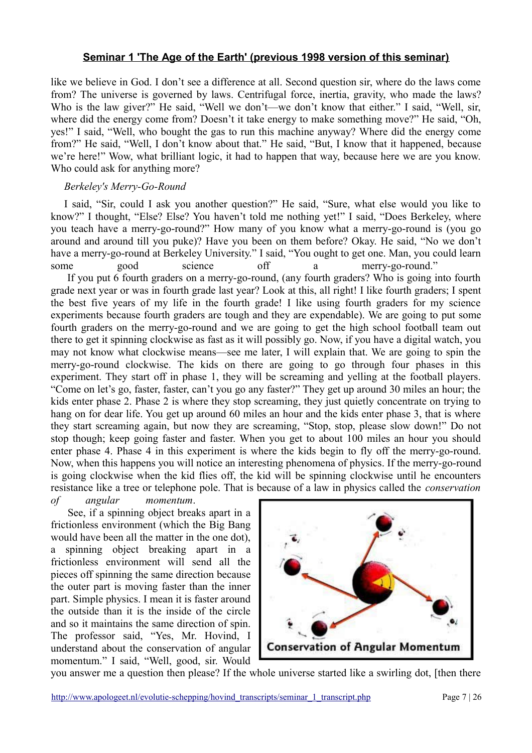like we believe in God. I don't see a difference at all. Second question sir, where do the laws come from? The universe is governed by laws. Centrifugal force, inertia, gravity, who made the laws? Who is the law giver?" He said, "Well we don't—we don't know that either." I said, "Well, sir, where did the energy come from? Doesn't it take energy to make something move?" He said, "Oh, yes!" I said, "Well, who bought the gas to run this machine anyway? Where did the energy come from?" He said, "Well, I don't know about that." He said, "But, I know that it happened, because we're here!" Wow, what brilliant logic, it had to happen that way, because here we are you know. Who could ask for anything more?

*Berkeley's Merry-Go-Round*

I said, "Sir, could I ask you another question?" He said, "Sure, what else would you like to know?" I thought, "Else? Else? You haven't told me nothing yet!" I said, "Does Berkeley, where you teach have a merry-go-round?" How many of you know what a merry-go-round is (you go around and around till you puke)? Have you been on them before? Okay. He said, "No we don't have a merry-go-round at Berkeley University." I said, "You ought to get one. Man, you could learn some good science off a merry-go-round."

If you put 6 fourth graders on a merry-go-round, (any fourth graders? Who is going into fourth grade next year or was in fourth grade last year? Look at this, all right! I like fourth graders; I spent the best five years of my life in the fourth grade! I like using fourth graders for my science experiments because fourth graders are tough and they are expendable). We are going to put some fourth graders on the merry-go-round and we are going to get the high school football team out there to get it spinning clockwise as fast as it will possibly go. Now, if you have a digital watch, you may not know what clockwise means—see me later, I will explain that. We are going to spin the merry-go-round clockwise. The kids on there are going to go through four phases in this experiment. They start off in phase 1, they will be screaming and yelling at the football players. "Come on let's go, faster, faster, can't you go any faster?" They get up around 30 miles an hour; the kids enter phase 2. Phase 2 is where they stop screaming, they just quietly concentrate on trying to hang on for dear life. You get up around 60 miles an hour and the kids enter phase 3, that is where they start screaming again, but now they are screaming, "Stop, stop, please slow down!" Do not stop though; keep going faster and faster. When you get to about 100 miles an hour you should enter phase 4. Phase 4 in this experiment is where the kids begin to fly off the merry-go-round. Now, when this happens you will notice an interesting phenomena of physics. If the merry-go-round is going clockwise when the kid flies off, the kid will be spinning clockwise until he encounters resistance like a tree or telephone pole. That is because of a law in physics called the *conservation of angular momentum*.

See, if a spinning object breaks apart in a frictionless environment (which the Big Bang would have been all the matter in the one dot), a spinning object breaking apart in a frictionless environment will send all the pieces off spinning the same direction because the outer part is moving faster than the inner part. Simple physics. I mean it is faster around the outside than it is the inside of the circle and so it maintains the same direction of spin. The professor said, "Yes, Mr. Hovind, I understand about the conservation of angular momentum." I said, "Well, good, sir. Would you answer me a question then please? If the whole universe started like a swirling dot, [then there

Conservation of Angular Momentum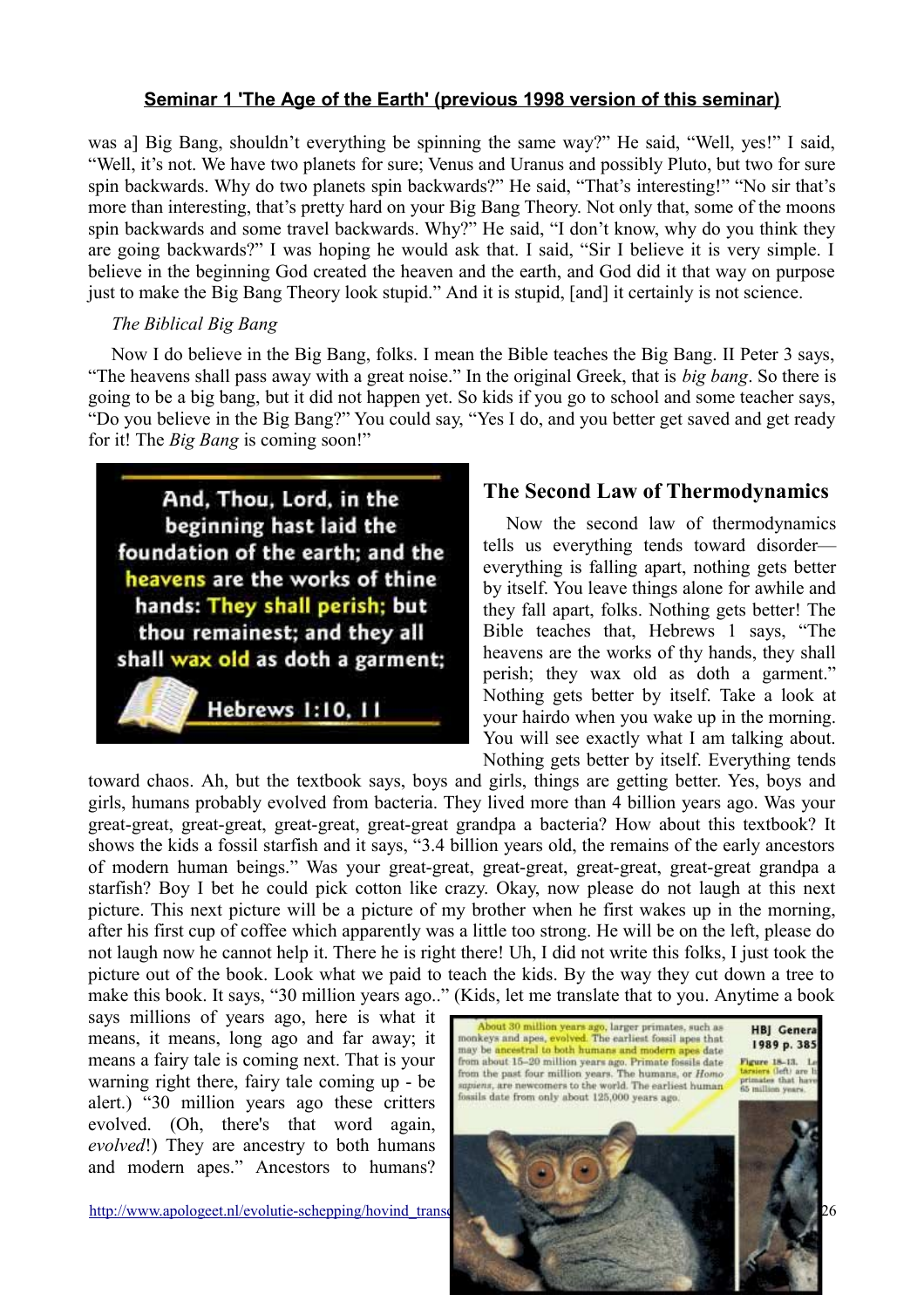was a] Big Bang, shouldn't everything be spinning the same way?" He said, "Well, yes!" I said, "Well, it's not. We have two planets for sure; Venus and Uranus and possibly Pluto, but two for sure spin backwards. Why do two planets spin backwards?" He said, "That's interesting!" "No sir that's more than interesting, that's pretty hard on your Big Bang Theory. Not only that, some of the moons spin backwards and some travel backwards. Why?" He said, "I don't know, why do you think they are going backwards?" I was hoping he would ask that. I said, "Sir I believe it is very simple. I believe in the beginning God created the heaven and the earth, and God did it that way on purpose just to make the Big Bang Theory look stupid." And it is stupid, [and] it certainly is not science.

*The Biblical Big Bang*

Now I do believe in the Big Bang, folks. I mean the Bible teaches the Big Bang. II Peter 3 says, "The heavens shall pass away with a great noise." In the original Greek, that is *big bang*. So there is going to be a big bang, but it did not happen yet. So kids if you go to school and some teacher says, "Do you believe in the Big Bang?" You could say, "Yes I do, and you better get saved and get ready for it! The *Big Bang* is coming soon!"

And, Thou, Lord, in the beginning hast laid the foundation of the earth; and the heavens are the works of thine hands: They shall perish; but thou remainest; and they all shall wax old as doth a garment;

Hebrews 1:10, 11

## The Second Law of Thermodynamics

Now the second law of thermodynamics tells us everything tends toward disorder—everything is falling apart, nothing gets better by itself. You leave things alone for awhile and they fall apart, folks. Nothing gets better! The Bible teaches that, Hebrews 1 says, "The heavens are the works of thy hands, they shall perish; they wax old as doth a garment." Nothing gets better by itself. Take a look at your hairdo when you wake up in the morning. You will see exactly what I am talking about. Nothing gets better by itself. Everything tends toward chaos. Ah, but the textbook says, boys and girls, things are getting better. Yes, boys and girls, humans probably evolved from bacteria. They lived more than 4 billion years ago. Was your great-great, great-great, great-great, great-great grandpa a bacteria? How about this textbook? It shows the kids a fossil starfish and it says, "3.4 billion years old, the remains of the early ancestors of modern human beings." Was your great-great, great-great, great-great, great-great grandpa a starfish? Boy I bet he could pick cotton like crazy. Okay, now please do not laugh at this next picture. This next picture will be a picture of my brother when he first wakes up in the morning, after his first cup of coffee which apparently was a little too strong. He will be on the left, please do not laugh now he cannot help it. There he is right there! Uh, I did not write this folks, I just took the picture out of the book. Look what we paid to teach the kids. By the way they cut down a tree to make this book. It says, "30 million years ago.." (Kids, let me translate that to you. Anytime a book says millions of years ago, here is what it means, it means, long ago and far away; it means a fairy tale is coming next. That is your warning right there, fairy tale coming up - be alert.) "30 million years ago these critters evolved. (Oh, there's that word again, *evolved*!) They are ancestry to both humans and modern apes." Ancestors to humans?

About 30 million years ago, larger primates, such as monkeys and apes, evolved. The earliest fossil apes that may be ancestral to both humans and modern apes date from about 15–20 million years ago. Primate fossils date from the past four million years. The humans, or *Homo sapiens*, are newcomers to the world. The earliest human fossils date from only about 125,000 years ago.

HBJ General 1989 p. 385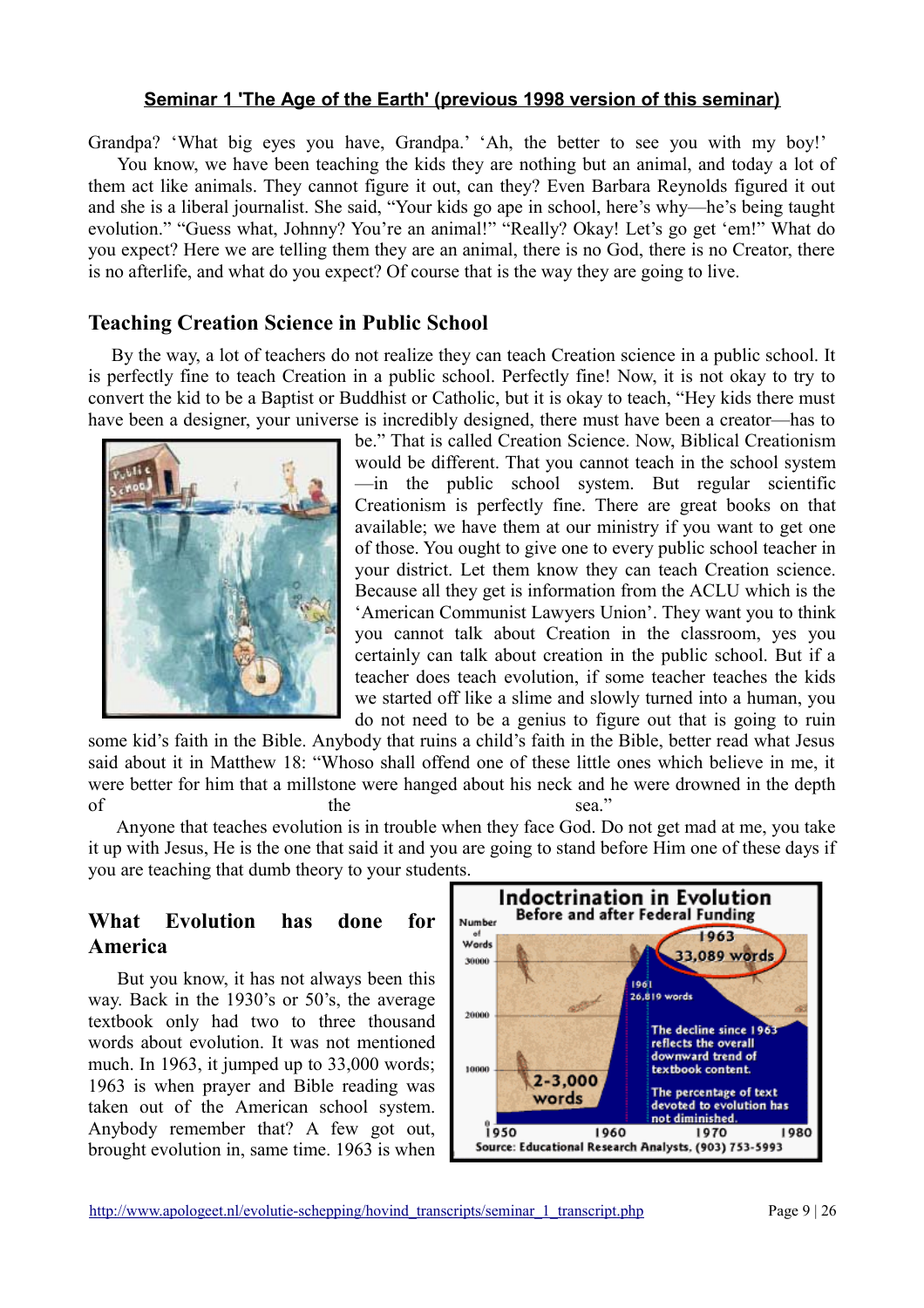**Seminar 1 'The Age of the Earth' (previous 1998 version of this seminar)**

Grandpa? 'What big eyes you have, Grandpa.' 'Ah, the better to see you with my boy!'

You know, we have been teaching the kids they are nothing but an animal, and today a lot of them act like animals. They cannot figure it out, can they? Even Barbara Reynolds figured it out and she is a liberal journalist. She said, "Your kids go ape in school, here's why—he's being taught evolution." "Guess what, Johnny? You're an animal!" "Really? Okay! Let's go get 'em!" What do you expect? Here we are telling them they are an animal, there is no God, there is no Creator, there is no afterlife, and what do you expect? Of course that is the way they are going to live.

## Teaching Creation Science in Public School

By the way, a lot of teachers do not realize they can teach Creation science in a public school. It is perfectly fine to teach Creation in a public school. Perfectly fine! Now, it is not okay to try to convert the kid to be a Baptist or Buddhist or Catholic, but it is okay to teach, "Hey kids there must have been a designer, your universe is incredibly designed, there must have been a creator—has to be." That is called Creation Science. Now, Biblical Creationism would be different. That you cannot teach in the school system—in the public school system. But regular scientific Creationism is perfectly fine. There are great books on that available; we have them at our ministry if you want to get one of those. You ought to give one to every public school teacher in your district. Let them know they can teach Creation science. Because all they get is information from the ACLU which is the 'American Communist Lawyers Union'. They want you to think you cannot talk about Creation in the classroom, yes you certainly can talk about creation in the public school. But if a teacher does teach evolution, if some teacher teaches the kids we started off like a slime and slowly turned into a human, you do not need to be a genius to figure out that is going to ruin some kid's faith in the Bible. Anybody that ruins a child's faith in the Bible, better read what Jesus said about it in Matthew 18: "Whoso shall offend one of these little ones which believe in me, it were better for him that a millstone were hanged about his neck and he were drowned in the depth of the sea."

Anyone that teaches evolution is in trouble when they face God. Do not get mad at me, you take it up with Jesus, He is the one that said it and you are going to stand before Him one of these days if you are teaching that dumb theory to your students.

## What Evolution has done for America

But you know, it has not always been this way. Back in the 1930's or 50's, the average textbook only had two to three thousand words about evolution. It was not mentioned much. In 1963, it jumped up to 33,000 words; 1963 is when prayer and Bible reading was taken out of the American school system. Anybody remember that? A few got out, brought evolution in, same time. 1963 is when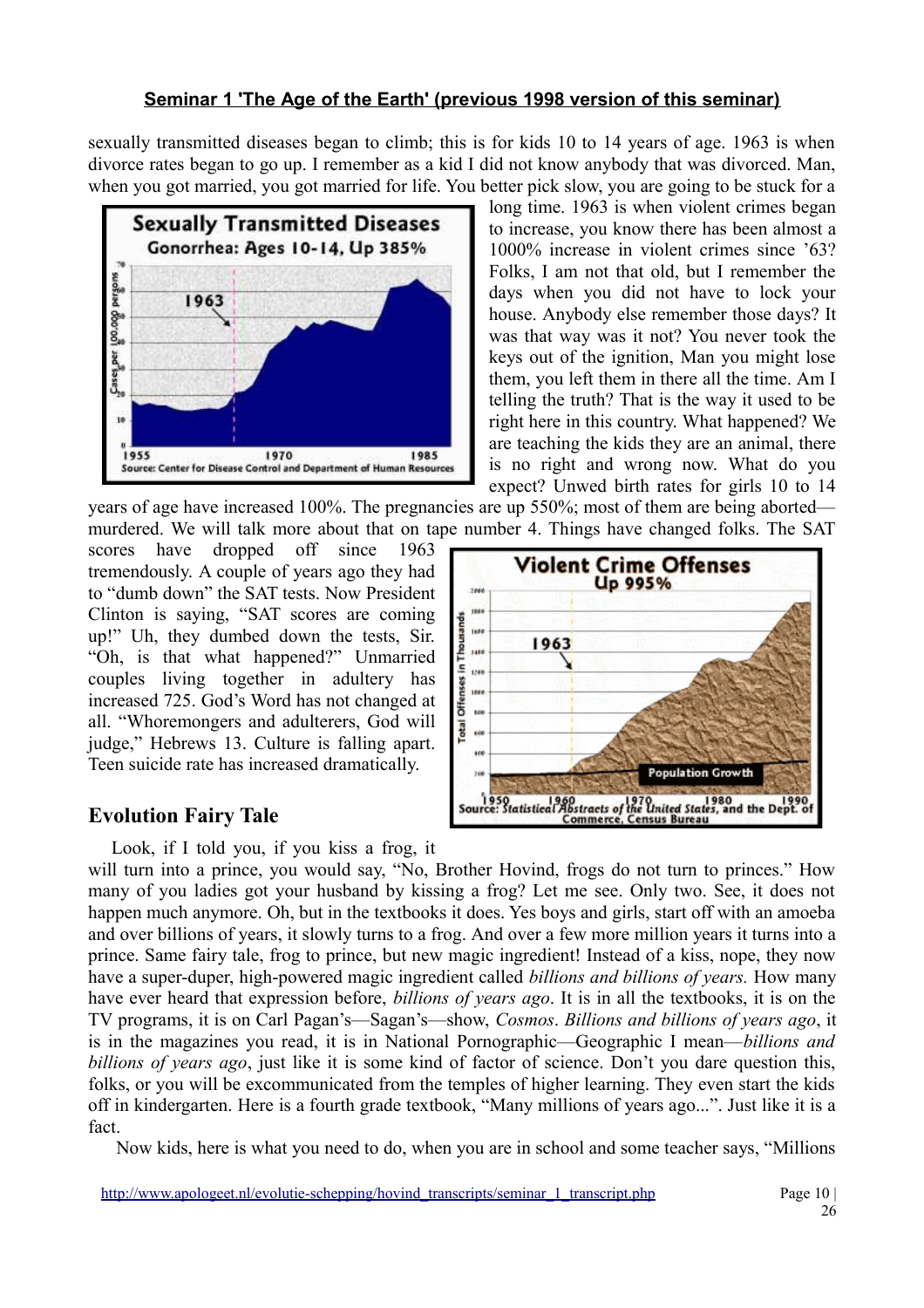sexually transmitted diseases began to climb; this is for kids 10 to 14 years of age. 1963 is when divorce rates began to go up. I remember as a kid I did not know anybody that was divorced. Man, when you got married, you got married for life. You better pick slow, you are going to be stuck for a long time. 1963 is when violent crimes began to increase, you know there has been almost a 1000% increase in violent crimes since '63? Folks, I am not that old, but I remember the days when you did not have to lock your house. Anybody else remember those days? It was that way was it not? You never took the keys out of the ignition, Man you might lose them, you left them in there all the time. Am I telling the truth? That is the way it used to be right here in this country. What happened? We are teaching the kids they are an animal, there is no right and wrong now. What do you expect? Unwed birth rates for girls 10 to 14 years of age have increased 100%. The pregnancies are up 550%; most of them are being aborted—murdered. We will talk more about that on tape number 4. Things have changed folks. The SAT scores have dropped off since 1963 tremendously. A couple of years ago they had to "dumb down" the SAT tests. Now President Clinton is saying, "SAT scores are coming up!" Uh, they dumbed down the tests, Sir. "Oh, is that what happened?" Unmarried couples living together in adultery has increased 725. God's Word has not changed at all. "Whoremongers and adulterers, God will judge," Hebrews 13. Culture is falling apart. Teen suicide rate has increased dramatically.

## Evolution Fairy Tale

Look, if I told you, if you kiss a frog, it will turn into a prince, you would say, "No, Brother Hovind, frogs do not turn to princes." How many of you ladies got your husband by kissing a frog? Let me see. Only two. See, it does not happen much anymore. Oh, but in the textbooks it does. Yes boys and girls, start off with an amoeba and over billions of years, it slowly turns to a frog. And over a few more million years it turns into a prince. Same fairy tale, frog to prince, but new magic ingredient! Instead of a kiss, nope, they now have a super-duper, high-powered magic ingredient called *billions and billions of years.* How many have ever heard that expression before, *billions of years ago*. It is in all the textbooks, it is on the TV programs, it is on Carl Pagan's—Sagan's—show, *Cosmos*. *Billions and billions of years ago*, it is in the magazines you read, it is in National Pornographic—Geographic I mean—*billions and billions of years ago*, just like it is some kind of factor of science. Don't you dare question this, folks, or you will be excommunicated from the temples of higher learning. They even start the kids off in kindergarten. Here is a fourth grade textbook, "Many millions of years ago...". Just like it is a fact.

Now kids, here is what you need to do, when you are in school and some teacher says, "Millions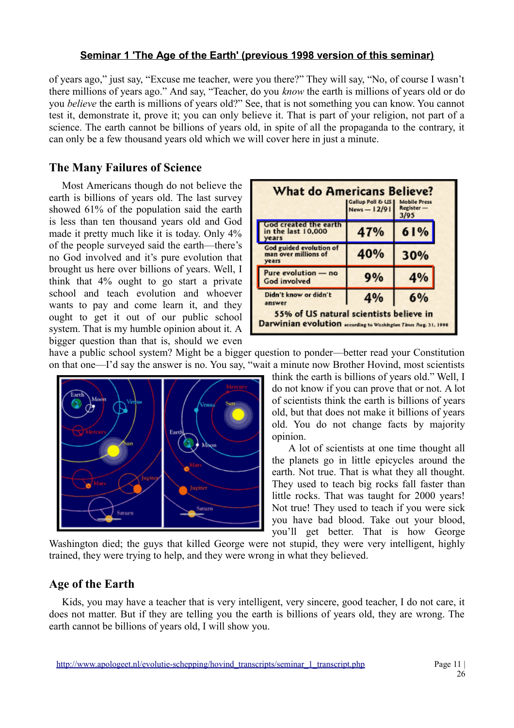of years ago," just say, "Excuse me teacher, were you there?" They will say, "No, of course I wasn't there millions of years ago." And say, "Teacher, do you *know* the earth is millions of years old or do you *believe* the earth is millions of years old?" See, that is not something you can know. You cannot test it, demonstrate it, prove it; you can only believe it. That is part of your religion, not part of a science. The earth cannot be billions of years old, in spite of all the propaganda to the contrary, it can only be a few thousand years old which we will cover here in just a minute.

## The Many Failures of Science

Most Americans though do not believe the earth is billions of years old. The last survey showed 61% of the population said the earth is less than ten thousand years old and God made it pretty much like it is today. Only 4% of the people surveyed said the earth—there's no God involved and it's pure evolution that brought us here over billions of years. Well, I think that 4% ought to go start a private school and teach evolution and whoever wants to pay and come learn it, and they ought to get it out of our public school system. That is my humble opinion about it. A bigger question than that is, should we even have a public school system? Might be a bigger question to ponder—better read your Constitution on that one—I'd say the answer is no. You say, "wait a minute now Brother Hovind, most scientists think the earth is billions of years old." Well, I do not know if you can prove that or not. A lot of scientists think the earth is billions of years old, but that does not make it billions of years old. You do not change facts by majority opinion.

**What do Americans Believe?**

| | Gallup Poll & US News — 12/91 | Mobile Press Register — 3/95 |
|---|---|---|
| God created the earth in the last 10,000 years | 47% | 61% |
| God guided evolution of man over millions of years | 40% | 30% |
| Pure evolution — no God involved | 9% | 4% |
| Didn't know or didn't answer | 4% | 6% |

55% of US natural scientists believe in Darwinian evolution according to Washington Times Aug. 31, 1998

A lot of scientists at one time thought all the planets go in little epicycles around the earth. Not true. That is what they all thought. They used to teach big rocks fall faster than little rocks. That was taught for 2000 years! Not true! They used to teach if you were sick you have bad blood. Take out your blood, you'll get better. That is how George Washington died; the guys that killed George were not stupid, they were very intelligent, highly trained, they were trying to help, and they were wrong in what they believed.

## Age of the Earth

Kids, you may have a teacher that is very intelligent, very sincere, good teacher, I do not care, it does not matter. But if they are telling you the earth is billions of years old, they are wrong. The earth cannot be billions of years old, I will show you.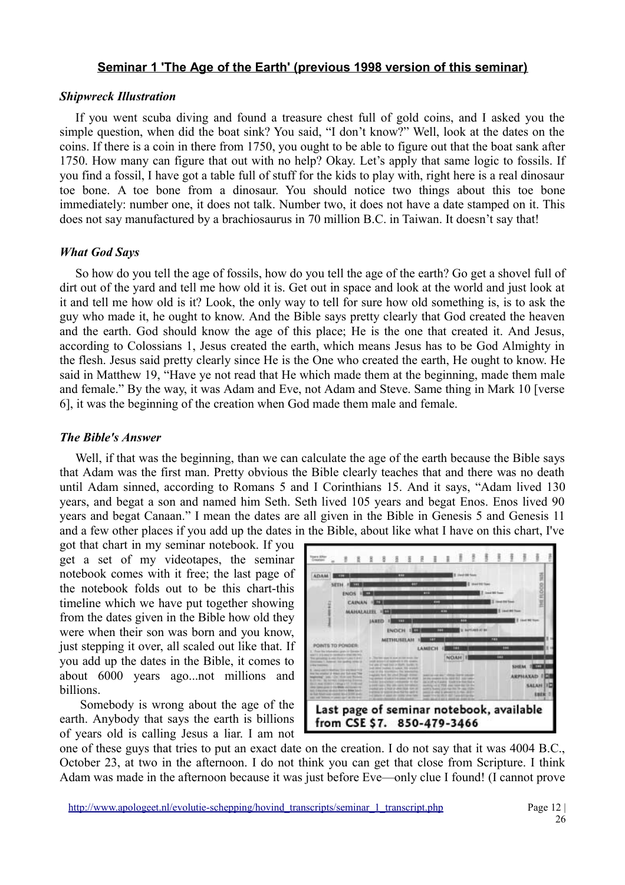## Seminar 1 'The Age of the Earth' (previous 1998 version of this seminar)

### *Shipwreck Illustration*

If you went scuba diving and found a treasure chest full of gold coins, and I asked you the simple question, when did the boat sink? You said, "I don't know?" Well, look at the dates on the coins. If there is a coin in there from 1750, you ought to be able to figure out that the boat sank after 1750. How many can figure that out with no help? Okay. Let's apply that same logic to fossils. If you find a fossil, I have got a table full of stuff for the kids to play with, right here is a real dinosaur toe bone. A toe bone from a dinosaur. You should notice two things about this toe bone immediately: number one, it does not talk. Number two, it does not have a date stamped on it. This does not say manufactured by a brachiosaurus in 70 million B.C. in Taiwan. It doesn't say that!

### *What God Says*

So how do you tell the age of fossils, how do you tell the age of the earth? Go get a shovel full of dirt out of the yard and tell me how old it is. Get out in space and look at the world and just look at it and tell me how old is it? Look, the only way to tell for sure how old something is, is to ask the guy who made it, he ought to know. And the Bible says pretty clearly that God created the heaven and the earth. God should know the age of this place; He is the one that created it. And Jesus, according to Colossians 1, Jesus created the earth, which means Jesus has to be God Almighty in the flesh. Jesus said pretty clearly since He is the One who created the earth, He ought to know. He said in Matthew 19, "Have ye not read that He which made them at the beginning, made them male and female." By the way, it was Adam and Eve, not Adam and Steve. Same thing in Mark 10 [verse 6], it was the beginning of the creation when God made them male and female.

### *The Bible's Answer*

Well, if that was the beginning, than we can calculate the age of the earth because the Bible says that Adam was the first man. Pretty obvious the Bible clearly teaches that and there was no death until Adam sinned, according to Romans 5 and I Corinthians 15. And it says, "Adam lived 130 years, and begat a son and named him Seth. Seth lived 105 years and begat Enos. Enos lived 90 years and begat Canaan." I mean the dates are all given in the Bible in Genesis 5 and Genesis 11 and a few other places if you add up the dates in the Bible, about like what I have on this chart, I've got that chart in my seminar notebook. If you get a set of my videotapes, the seminar notebook comes with it free; the last page of the notebook folds out to be this chart-this timeline which we have put together showing from the dates given in the Bible how old they were when their son was born and you know, just stepping it over, all scaled out like that. If you add up the dates in the Bible, it comes to about 6000 years ago...not millions and billions.

Last page of seminar notebook, available from CSE $7. 850-479-3466

Somebody is wrong about the age of the earth. Anybody that says the earth is billions of years old is calling Jesus a liar. I am not one of these guys that tries to put an exact date on the creation. I do not say that it was 4004 B.C., October 23, at two in the afternoon. I do not think you can get that close from Scripture. I think Adam was made in the afternoon because it was just before Eve—only clue I found! (I cannot prove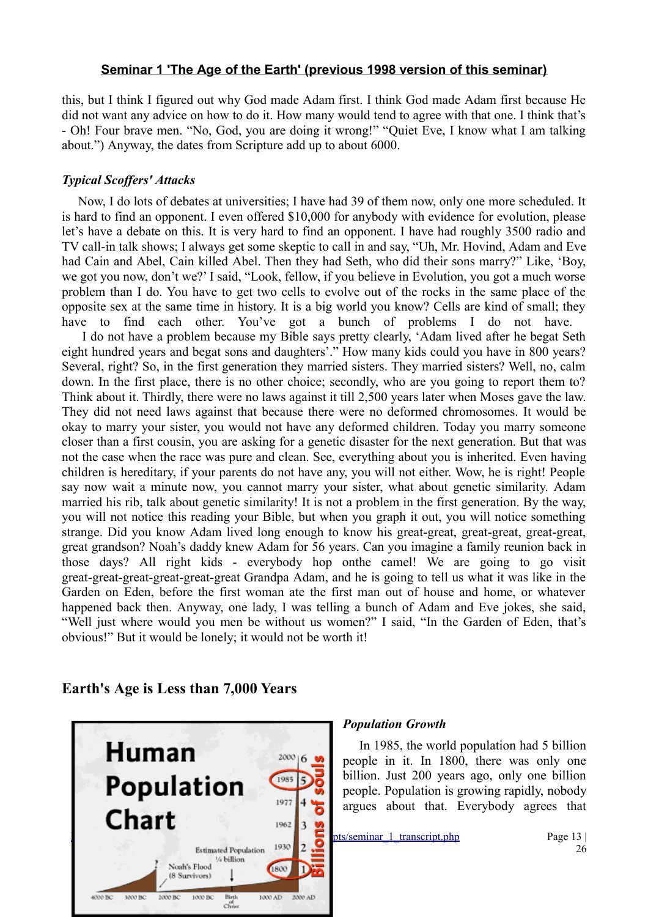this, but I think I figured out why God made Adam first. I think God made Adam first because He did not want any advice on how to do it. How many would tend to agree with that one. I think that's - Oh! Four brave men. "No, God, you are doing it wrong!" "Quiet Eve, I know what I am talking about.") Anyway, the dates from Scripture add up to about 6000.

### *Typical Scoffers' Attacks*

Now, I do lots of debates at universities; I have had 39 of them now, only one more scheduled. It is hard to find an opponent. I even offered $10,000 for anybody with evidence for evolution, please let's have a debate on this. It is very hard to find an opponent. I have had roughly 3500 radio and TV call-in talk shows; I always get some skeptic to call in and say, "Uh, Mr. Hovind, Adam and Eve had Cain and Abel, Cain killed Abel. Then they had Seth, who did their sons marry?" Like, 'Boy, we got you now, don't we?' I said, "Look, fellow, if you believe in Evolution, you got a much worse problem than I do. You have to get two cells to evolve out of the rocks in the same place of the opposite sex at the same time in history. It is a big world you know? Cells are kind of small; they have to find each other. You've got a bunch of problems I do not have.

I do not have a problem because my Bible says pretty clearly, 'Adam lived after he begat Seth eight hundred years and begat sons and daughters'." How many kids could you have in 800 years? Several, right? So, in the first generation they married sisters. They married sisters? Well, no, calm down. In the first place, there is no other choice; secondly, who are you going to report them to? Think about it. Thirdly, there were no laws against it till 2,500 years later when Moses gave the law. They did not need laws against that because there were no deformed chromosomes. It would be okay to marry your sister, you would not have any deformed children. Today you marry someone closer than a first cousin, you are asking for a genetic disaster for the next generation. But that was not the case when the race was pure and clean. See, everything about you is inherited. Even having children is hereditary, if your parents do not have any, you will not either. Wow, he is right! People say now wait a minute now, you cannot marry your sister, what about genetic similarity. Adam married his rib, talk about genetic similarity! It is not a problem in the first generation. By the way, you will not notice this reading your Bible, but when you graph it out, you will notice something strange. Did you know Adam lived long enough to know his great-great, great-great, great-great, great grandson? Noah's daddy knew Adam for 56 years. Can you imagine a family reunion back in those days? All right kids - everybody hop onthe camel! We are going to go visit great-great-great-great-great-great Grandpa Adam, and he is going to tell us what it was like in the Garden on Eden, before the first woman ate the first man out of house and home, or whatever happened back then. Anyway, one lady, I was telling a bunch of Adam and Eve jokes, she said, "Well just where would you men be without us women?" I said, "In the Garden of Eden, that's obvious!" But it would be lonely; it would not be worth it!

## Earth's Age is Less than 7,000 Years

### *Population Growth*

In 1985, the world population had 5 billion people in it. In 1800, there was only one billion. Just 200 years ago, only one billion people. Population is growing rapidly, nobody argues about that. Everybody agrees that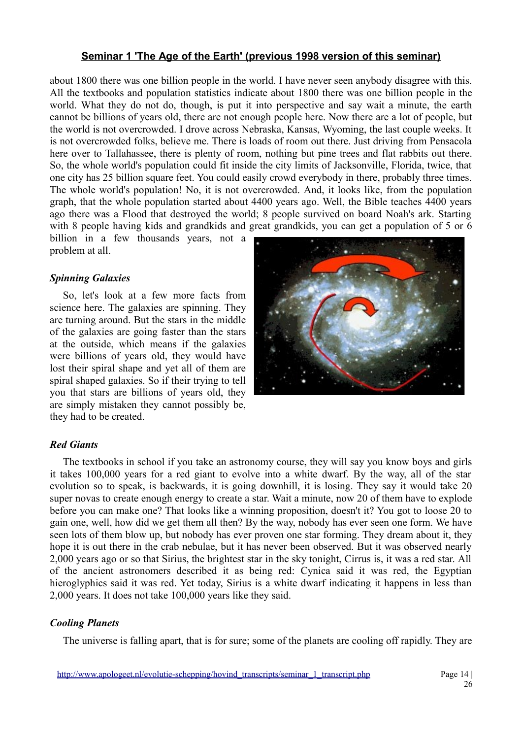about 1800 there was one billion people in the world. I have never seen anybody disagree with this. All the textbooks and population statistics indicate about 1800 there was one billion people in the world. What they do not do, though, is put it into perspective and say wait a minute, the earth cannot be billions of years old, there are not enough people here. Now there are a lot of people, but the world is not overcrowded. I drove across Nebraska, Kansas, Wyoming, the last couple weeks. It is not overcrowded folks, believe me. There is loads of room out there. Just driving from Pensacola here over to Tallahassee, there is plenty of room, nothing but pine trees and flat rabbits out there. So, the whole world's population could fit inside the city limits of Jacksonville, Florida, twice, that one city has 25 billion square feet. You could easily crowd everybody in there, probably three times. The whole world's population! No, it is not overcrowded. And, it looks like, from the population graph, that the whole population started about 4400 years ago. Well, the Bible teaches 4400 years ago there was a Flood that destroyed the world; 8 people survived on board Noah's ark. Starting with 8 people having kids and grandkids and great grandkids, you can get a population of 5 or 6 billion in a few thousands years, not a problem at all.

### *Spinning Galaxies*

So, let's look at a few more facts from science here. The galaxies are spinning. They are turning around. But the stars in the middle of the galaxies are going faster than the stars at the outside, which means if the galaxies were billions of years old, they would have lost their spiral shape and yet all of them are spiral shaped galaxies. So if their trying to tell you that stars are billions of years old, they are simply mistaken they cannot possibly be, they had to be created.

### *Red Giants*

The textbooks in school if you take an astronomy course, they will say you know boys and girls it takes 100,000 years for a red giant to evolve into a white dwarf. By the way, all of the star evolution so to speak, is backwards, it is going downhill, it is losing. They say it would take 20 super novas to create enough energy to create a star. Wait a minute, now 20 of them have to explode before you can make one? That looks like a winning proposition, doesn't it? You got to loose 20 to gain one, well, how did we get them all then? By the way, nobody has ever seen one form. We have seen lots of them blow up, but nobody has ever proven one star forming. They dream about it, they hope it is out there in the crab nebulae, but it has never been observed. But it was observed nearly 2,000 years ago or so that Sirius, the brightest star in the sky tonight, Cirrus is, it was a red star. All of the ancient astronomers described it as being red: Cynica said it was red, the Egyptian hieroglyphics said it was red. Yet today, Sirius is a white dwarf indicating it happens in less than 2,000 years. It does not take 100,000 years like they said.

### *Cooling Planets*

The universe is falling apart, that is for sure; some of the planets are cooling off rapidly. They are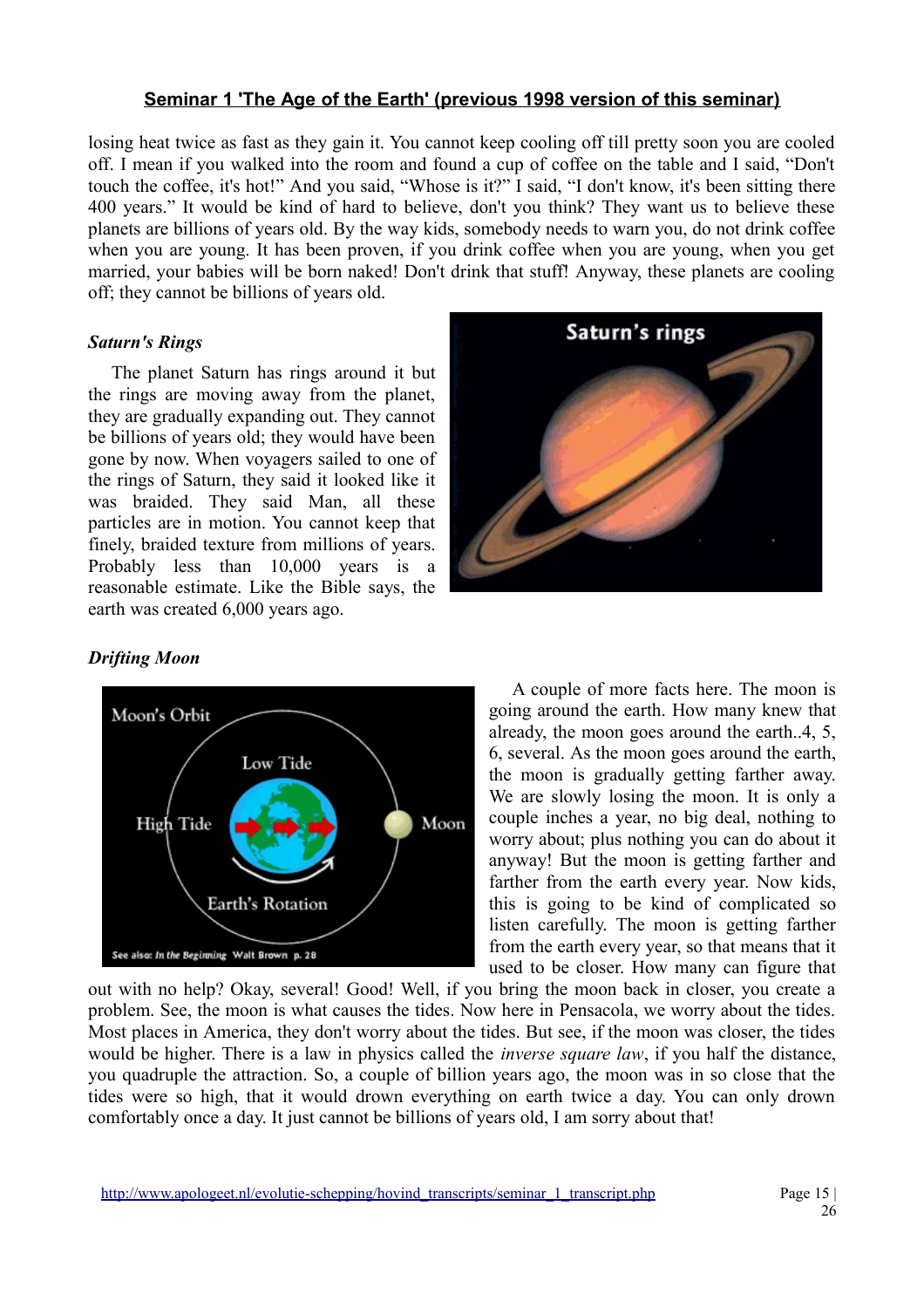losing heat twice as fast as they gain it. You cannot keep cooling off till pretty soon you are cooled off. I mean if you walked into the room and found a cup of coffee on the table and I said, "Don't touch the coffee, it's hot!" And you said, "Whose is it?" I said, "I don't know, it's been sitting there 400 years." It would be kind of hard to believe, don't you think? They want us to believe these planets are billions of years old. By the way kids, somebody needs to warn you, do not drink coffee when you are young. It has been proven, if you drink coffee when you are young, when you get married, your babies will be born naked! Don't drink that stuff! Anyway, these planets are cooling off; they cannot be billions of years old.

### *Saturn's Rings*

The planet Saturn has rings around it but the rings are moving away from the planet, they are gradually expanding out. They cannot be billions of years old; they would have been gone by now. When voyagers sailed to one of the rings of Saturn, they said it looked like it was braided. They said Man, all these particles are in motion. You cannot keep that finely, braided texture from millions of years. Probably less than 10,000 years is a reasonable estimate. Like the Bible says, the earth was created 6,000 years ago.

### *Drifting Moon*

A couple of more facts here. The moon is going around the earth. How many knew that already, the moon goes around the earth..4, 5, 6, several. As the moon goes around the earth, the moon is gradually getting farther away. We are slowly losing the moon. It is only a couple inches a year, no big deal, nothing to worry about; plus nothing you can do about it anyway! But the moon is getting farther and farther from the earth every year. Now kids, this is going to be kind of complicated so listen carefully. The moon is getting farther from the earth every year, so that means that it used to be closer. How many can figure that out with no help? Okay, several! Good! Well, if you bring the moon back in closer, you create a problem. See, the moon is what causes the tides. Now here in Pensacola, we worry about the tides. Most places in America, they don't worry about the tides. But see, if the moon was closer, the tides would be higher. There is a law in physics called the *inverse square law*, if you half the distance, you quadruple the attraction. So, a couple of billion years ago, the moon was in so close that the tides were so high, that it would drown everything on earth twice a day. You can only drown comfortably once a day. It just cannot be billions of years old, I am sorry about that!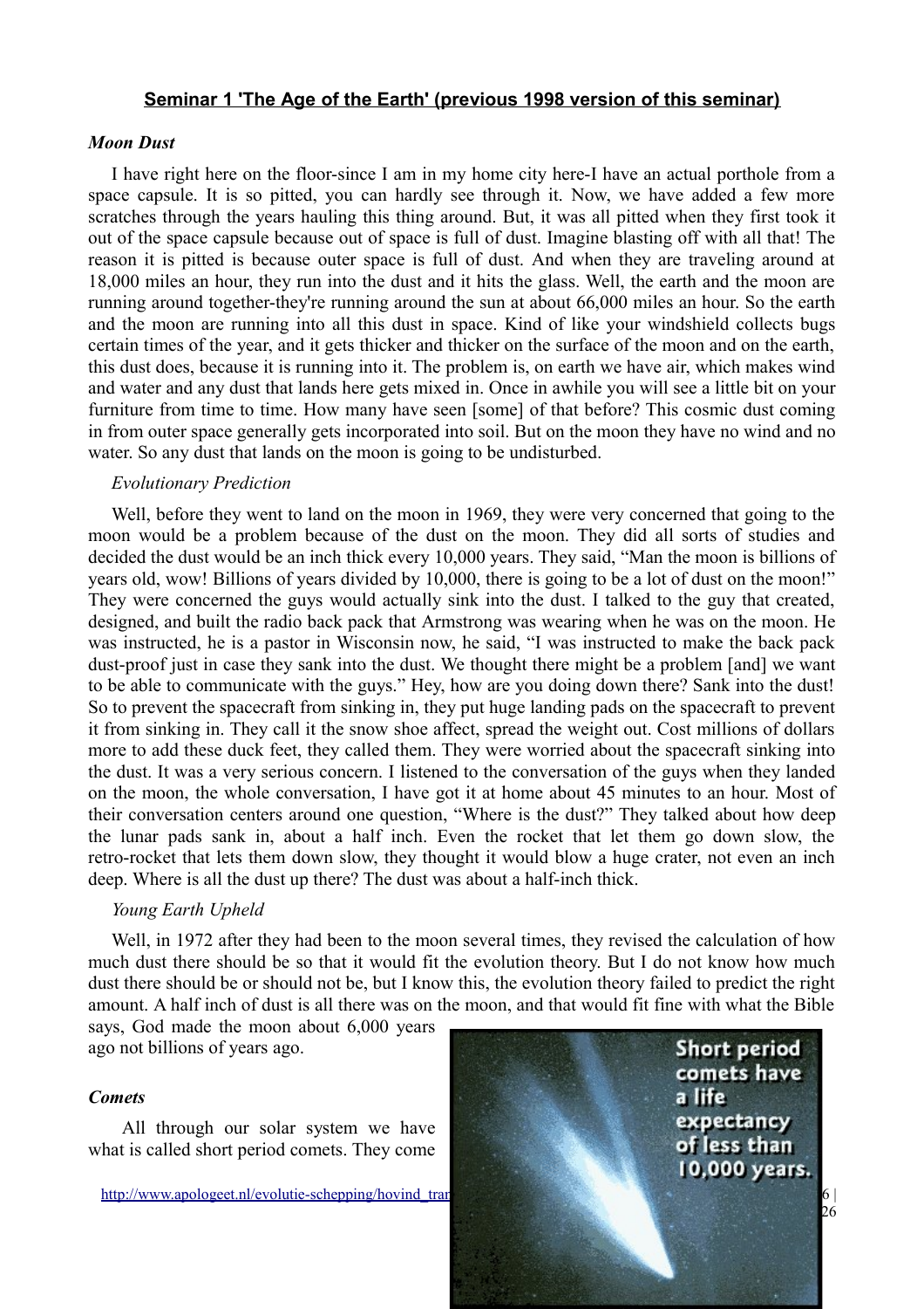## Seminar 1 'The Age of the Earth' (previous 1998 version of this seminar)

### *Moon Dust*

I have right here on the floor-since I am in my home city here-I have an actual porthole from a space capsule. It is so pitted, you can hardly see through it. Now, we have added a few more scratches through the years hauling this thing around. But, it was all pitted when they first took it out of the space capsule because out of space is full of dust. Imagine blasting off with all that! The reason it is pitted is because outer space is full of dust. And when they are traveling around at 18,000 miles an hour, they run into the dust and it hits the glass. Well, the earth and the moon are running around together-they're running around the sun at about 66,000 miles an hour. So the earth and the moon are running into all this dust in space. Kind of like your windshield collects bugs certain times of the year, and it gets thicker and thicker on the surface of the moon and on the earth, this dust does, because it is running into it. The problem is, on earth we have air, which makes wind and water and any dust that lands here gets mixed in. Once in awhile you will see a little bit on your furniture from time to time. How many have seen [some] of that before? This cosmic dust coming in from outer space generally gets incorporated into soil. But on the moon they have no wind and no water. So any dust that lands on the moon is going to be undisturbed.

*Evolutionary Prediction*

Well, before they went to land on the moon in 1969, they were very concerned that going to the moon would be a problem because of the dust on the moon. They did all sorts of studies and decided the dust would be an inch thick every 10,000 years. They said, "Man the moon is billions of years old, wow! Billions of years divided by 10,000, there is going to be a lot of dust on the moon!" They were concerned the guys would actually sink into the dust. I talked to the guy that created, designed, and built the radio back pack that Armstrong was wearing when he was on the moon. He was instructed, he is a pastor in Wisconsin now, he said, "I was instructed to make the back pack dust-proof just in case they sank into the dust. We thought there might be a problem [and] we want to be able to communicate with the guys." Hey, how are you doing down there? Sank into the dust! So to prevent the spacecraft from sinking in, they put huge landing pads on the spacecraft to prevent it from sinking in. They call it the snow shoe affect, spread the weight out. Cost millions of dollars more to add these duck feet, they called them. They were worried about the spacecraft sinking into the dust. It was a very serious concern. I listened to the conversation of the guys when they landed on the moon, the whole conversation, I have got it at home about 45 minutes to an hour. Most of their conversation centers around one question, "Where is the dust?" They talked about how deep the lunar pads sank in, about a half inch. Even the rocket that let them go down slow, the retro-rocket that lets them down slow, they thought it would blow a huge crater, not even an inch deep. Where is all the dust up there? The dust was about a half-inch thick.

*Young Earth Upheld*

Well, in 1972 after they had been to the moon several times, they revised the calculation of how much dust there should be so that it would fit the evolution theory. But I do not know how much dust there should be or should not be, but I know this, the evolution theory failed to predict the right amount. A half inch of dust is all there was on the moon, and that would fit fine with what the Bible says, God made the moon about 6,000 years ago not billions of years ago.

### *Comets*

All through our solar system we have what is called short period comets. They come

Short period comets have a life expectancy of less than 10,000 years.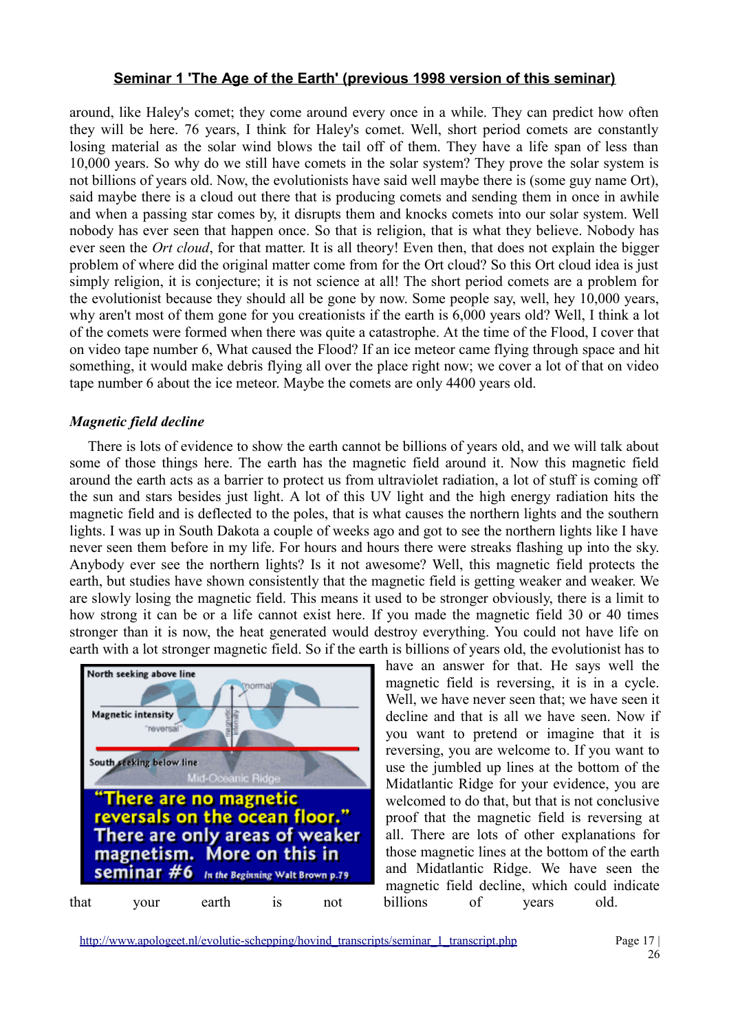around, like Haley's comet; they come around every once in a while. They can predict how often they will be here. 76 years, I think for Haley's comet. Well, short period comets are constantly losing material as the solar wind blows the tail off of them. They have a life span of less than 10,000 years. So why do we still have comets in the solar system? They prove the solar system is not billions of years old. Now, the evolutionists have said well maybe there is (some guy name Ort), said maybe there is a cloud out there that is producing comets and sending them in once in awhile and when a passing star comes by, it disrupts them and knocks comets into our solar system. Well nobody has ever seen that happen once. So that is religion, that is what they believe. Nobody has ever seen the *Ort cloud*, for that matter. It is all theory! Even then, that does not explain the bigger problem of where did the original matter come from for the Ort cloud? So this Ort cloud idea is just simply religion, it is conjecture; it is not science at all! The short period comets are a problem for the evolutionist because they should all be gone by now. Some people say, well, hey 10,000 years, why aren't most of them gone for you creationists if the earth is 6,000 years old? Well, I think a lot of the comets were formed when there was quite a catastrophe. At the time of the Flood, I cover that on video tape number 6, What caused the Flood? If an ice meteor came flying through space and hit something, it would make debris flying all over the place right now; we cover a lot of that on video tape number 6 about the ice meteor. Maybe the comets are only 4400 years old.

### *Magnetic field decline*

There is lots of evidence to show the earth cannot be billions of years old, and we will talk about some of those things here. The earth has the magnetic field around it. Now this magnetic field around the earth acts as a barrier to protect us from ultraviolet radiation, a lot of stuff is coming off the sun and stars besides just light. A lot of this UV light and the high energy radiation hits the magnetic field and is deflected to the poles, that is what causes the northern lights and the southern lights. I was up in South Dakota a couple of weeks ago and got to see the northern lights like I have never seen them before in my life. For hours and hours there were streaks flashing up into the sky. Anybody ever see the northern lights? Is it not awesome? Well, this magnetic field protects the earth, but studies have shown consistently that the magnetic field is getting weaker and weaker. We are slowly losing the magnetic field. This means it used to be stronger obviously, there is a limit to how strong it can be or a life cannot exist here. If you made the magnetic field 30 or 40 times stronger than it is now, the heat generated would destroy everything. You could not have life on earth with a lot stronger magnetic field. So if the earth is billions of years old, the evolutionist has to have an answer for that. He says well the magnetic field is reversing, it is in a cycle. Well, we have never seen that; we have seen it decline and that is all we have seen. Now if you want to pretend or imagine that it is reversing, you are welcome to. If you want to use the jumbled up lines at the bottom of the Midatlantic Ridge for your evidence, you are welcomed to do that, but that is not conclusive proof that the magnetic field is reversing at all. There are lots of other explanations for those magnetic lines at the bottom of the earth and Midatlantic Ridge. We have seen the magnetic field decline, which could indicate that your earth is not billions of years old.

North seeking above line
Magnetic intensity
"normal"
"reversal"
South seeking below line
Mid-Oceanic Ridge

**"There are no magnetic reversals on the ocean floor." There are only areas of weaker magnetism. More on this in seminar #6** *In the Beginning* Walt Brown p.79

http://www.apologeet.nl/evolutie-schepping/hovind_transcripts/seminar_1_transcript.php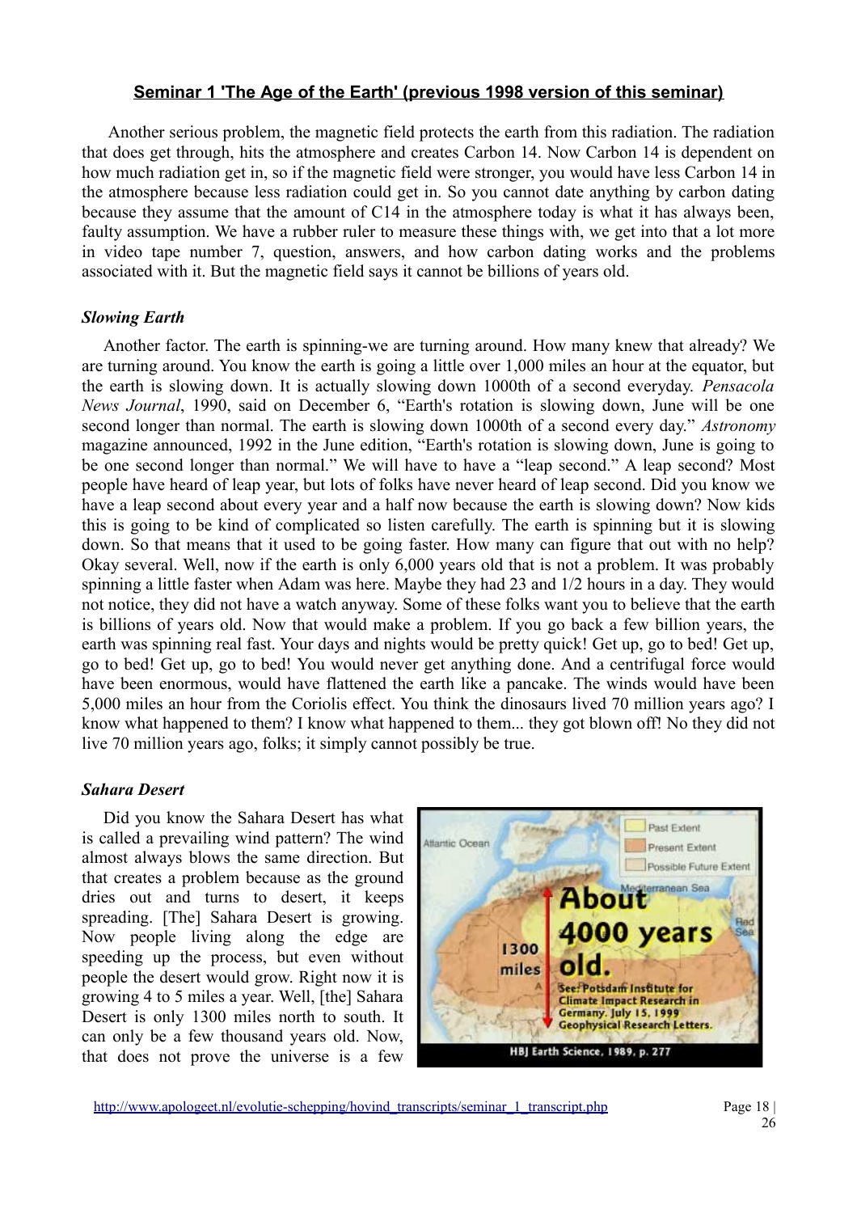## Seminar 1 'The Age of the Earth' (previous 1998 version of this seminar)

Another serious problem, the magnetic field protects the earth from this radiation. The radiation that does get through, hits the atmosphere and creates Carbon 14. Now Carbon 14 is dependent on how much radiation get in, so if the magnetic field were stronger, you would have less Carbon 14 in the atmosphere because less radiation could get in. So you cannot date anything by carbon dating because they assume that the amount of C14 in the atmosphere today is what it has always been, faulty assumption. We have a rubber ruler to measure these things with, we get into that a lot more in video tape number 7, question, answers, and how carbon dating works and the problems associated with it. But the magnetic field says it cannot be billions of years old.

### *Slowing Earth*

Another factor. The earth is spinning-we are turning around. How many knew that already? We are turning around. You know the earth is going a little over 1,000 miles an hour at the equator, but the earth is slowing down. It is actually slowing down 1000th of a second everyday. *Pensacola News Journal*, 1990, said on December 6, "Earth's rotation is slowing down, June will be one second longer than normal. The earth is slowing down 1000th of a second every day." *Astronomy* magazine announced, 1992 in the June edition, "Earth's rotation is slowing down, June is going to be one second longer than normal." We will have to have a "leap second." A leap second? Most people have heard of leap year, but lots of folks have never heard of leap second. Did you know we have a leap second about every year and a half now because the earth is slowing down? Now kids this is going to be kind of complicated so listen carefully. The earth is spinning but it is slowing down. So that means that it used to be going faster. How many can figure that out with no help? Okay several. Well, now if the earth is only 6,000 years old that is not a problem. It was probably spinning a little faster when Adam was here. Maybe they had 23 and 1/2 hours in a day. They would not notice, they did not have a watch anyway. Some of these folks want you to believe that the earth is billions of years old. Now that would make a problem. If you go back a few billion years, the earth was spinning real fast. Your days and nights would be pretty quick! Get up, go to bed! Get up, go to bed! Get up, go to bed! You would never get anything done. And a centrifugal force would have been enormous, would have flattened the earth like a pancake. The winds would have been 5,000 miles an hour from the Coriolis effect. You think the dinosaurs lived 70 million years ago? I know what happened to them? I know what happened to them... they got blown off! No they did not live 70 million years ago, folks; it simply cannot possibly be true.

### *Sahara Desert*

Did you know the Sahara Desert has what is called a prevailing wind pattern? The wind almost always blows the same direction. But that creates a problem because as the ground dries out and turns to desert, it keeps spreading. [The] Sahara Desert is growing. Now people living along the edge are speeding up the process, but even without people the desert would grow. Right now it is growing 4 to 5 miles a year. Well, [the] Sahara Desert is only 1300 miles north to south. It can only be a few thousand years old. Now, that does not prove the universe is a few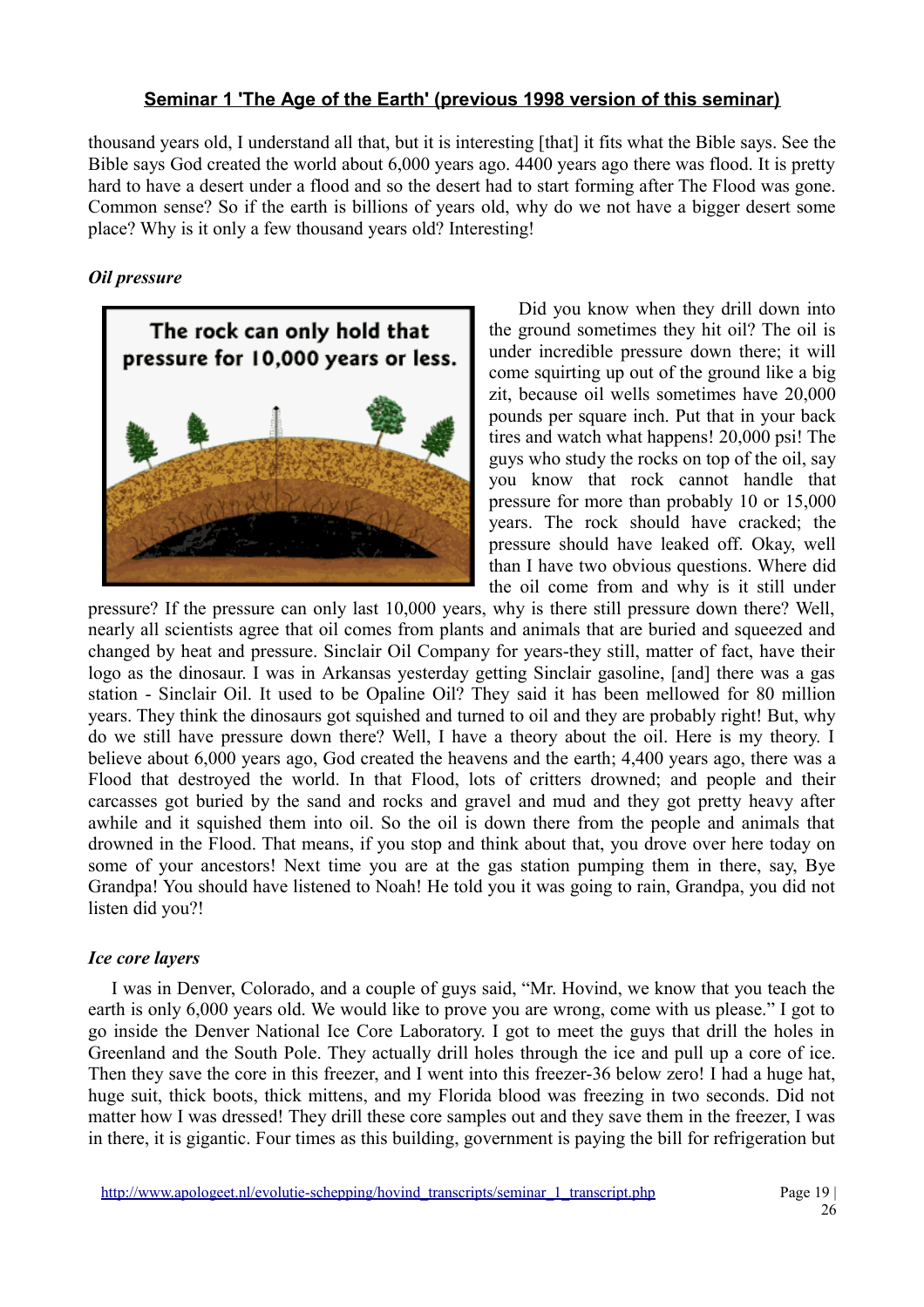thousand years old, I understand all that, but it is interesting [that] it fits what the Bible says. See the Bible says God created the world about 6,000 years ago. 4400 years ago there was flood. It is pretty hard to have a desert under a flood and so the desert had to start forming after The Flood was gone. Common sense? So if the earth is billions of years old, why do we not have a bigger desert some place? Why is it only a few thousand years old? Interesting!

***Oil pressure***

The rock can only hold that pressure for 10,000 years or less.

Did you know when they drill down into the ground sometimes they hit oil? The oil is under incredible pressure down there; it will come squirting up out of the ground like a big zit, because oil wells sometimes have 20,000 pounds per square inch. Put that in your back tires and watch what happens! 20,000 psi! The guys who study the rocks on top of the oil, say you know that rock cannot handle that pressure for more than probably 10 or 15,000 years. The rock should have cracked; the pressure should have leaked off. Okay, well than I have two obvious questions. Where did the oil come from and why is it still under pressure? If the pressure can only last 10,000 years, why is there still pressure down there? Well, nearly all scientists agree that oil comes from plants and animals that are buried and squeezed and changed by heat and pressure. Sinclair Oil Company for years-they still, matter of fact, have their logo as the dinosaur. I was in Arkansas yesterday getting Sinclair gasoline, [and] there was a gas station - Sinclair Oil. It used to be Opaline Oil? They said it has been mellowed for 80 million years. They think the dinosaurs got squished and turned to oil and they are probably right! But, why do we still have pressure down there? Well, I have a theory about the oil. Here is my theory. I believe about 6,000 years ago, God created the heavens and the earth; 4,400 years ago, there was a Flood that destroyed the world. In that Flood, lots of critters drowned; and people and their carcasses got buried by the sand and rocks and gravel and mud and they got pretty heavy after awhile and it squished them into oil. So the oil is down there from the people and animals that drowned in the Flood. That means, if you stop and think about that, you drove over here today on some of your ancestors! Next time you are at the gas station pumping them in there, say, Bye Grandpa! You should have listened to Noah! He told you it was going to rain, Grandpa, you did not listen did you?!

***Ice core layers***

I was in Denver, Colorado, and a couple of guys said, "Mr. Hovind, we know that you teach the earth is only 6,000 years old. We would like to prove you are wrong, come with us please." I got to go inside the Denver National Ice Core Laboratory. I got to meet the guys that drill the holes in Greenland and the South Pole. They actually drill holes through the ice and pull up a core of ice. Then they save the core in this freezer, and I went into this freezer-36 below zero! I had a huge hat, huge suit, thick boots, thick mittens, and my Florida blood was freezing in two seconds. Did not matter how I was dressed! They drill these core samples out and they save them in the freezer, I was in there, it is gigantic. Four times as this building, government is paying the bill for refrigeration but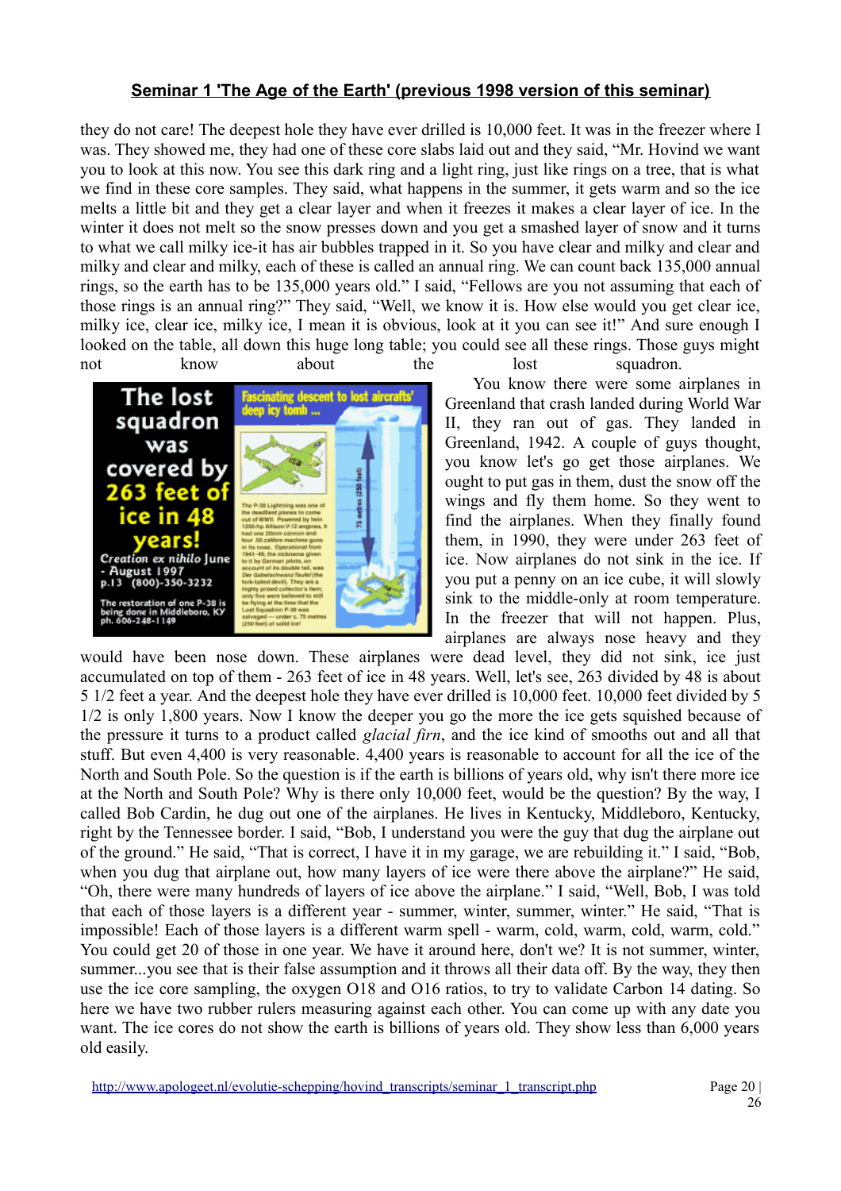**Seminar 1 'The Age of the Earth' (previous 1998 version of this seminar)**

they do not care! The deepest hole they have ever drilled is 10,000 feet. It was in the freezer where I was. They showed me, they had one of these core slabs laid out and they said, "Mr. Hovind we want you to look at this now. You see this dark ring and a light ring, just like rings on a tree, that is what we find in these core samples. They said, what happens in the summer, it gets warm and so the ice melts a little bit and they get a clear layer and when it freezes it makes a clear layer of ice. In the winter it does not melt so the snow presses down and you get a smashed layer of snow and it turns to what we call milky ice-it has air bubbles trapped in it. So you have clear and milky and clear and milky and clear and milky, each of these is called an annual ring. We can count back 135,000 annual rings, so the earth has to be 135,000 years old." I said, "Fellows are you not assuming that each of those rings is an annual ring?" They said, "Well, we know it is. How else would you get clear ice, milky ice, clear ice, milky ice, I mean it is obvious, look at it you can see it!" And sure enough I looked on the table, all down this huge long table; you could see all these rings. Those guys might not know about the lost squadron.

You know there were some airplanes in Greenland that crash landed during World War II, they ran out of gas. They landed in Greenland, 1942. A couple of guys thought, you know let's go get those airplanes. We ought to put gas in them, dust the snow off the wings and fly them home. So they went to find the airplanes. When they finally found them, in 1990, they were under 263 feet of ice. Now airplanes do not sink in the ice. If you put a penny on an ice cube, it will slowly sink to the middle-only at room temperature. In the freezer that will not happen. Plus, airplanes are always nose heavy and they would have been nose down. These airplanes were dead level, they did not sink, ice just accumulated on top of them - 263 feet of ice in 48 years. Well, let's see, 263 divided by 48 is about 5 1/2 feet a year. And the deepest hole they have ever drilled is 10,000 feet. 10,000 feet divided by 5 1/2 is only 1,800 years. Now I know the deeper you go the more the ice gets squished because of the pressure it turns to a product called *glacial firn*, and the ice kind of smooths out and all that stuff. But even 4,400 is very reasonable. 4,400 years is reasonable to account for all the ice of the North and South Pole. So the question is if the earth is billions of years old, why isn't there more ice at the North and South Pole? Why is there only 10,000 feet, would be the question? By the way, I called Bob Cardin, he dug out one of the airplanes. He lives in Kentucky, Middleboro, Kentucky, right by the Tennessee border. I said, "Bob, I understand you were the guy that dug the airplane out of the ground." He said, "That is correct, I have it in my garage, we are rebuilding it." I said, "Bob, when you dug that airplane out, how many layers of ice were there above the airplane?" He said, "Oh, there were many hundreds of layers of ice above the airplane." I said, "Well, Bob, I was told that each of those layers is a different year - summer, winter, summer, winter." He said, "That is impossible! Each of those layers is a different warm spell - warm, cold, warm, cold, warm, cold." You could get 20 of those in one year. We have it around here, don't we? It is not summer, winter, summer...you see that is their false assumption and it throws all their data off. By the way, they then use the ice core sampling, the oxygen O18 and O16 ratios, to try to validate Carbon 14 dating. So here we have two rubber rulers measuring against each other. You can come up with any date you want. The ice cores do not show the earth is billions of years old. They show less than 6,000 years old easily.

http://www.apologeet.nl/evolutie-schepping/hovind_transcripts/seminar_1_transcript.php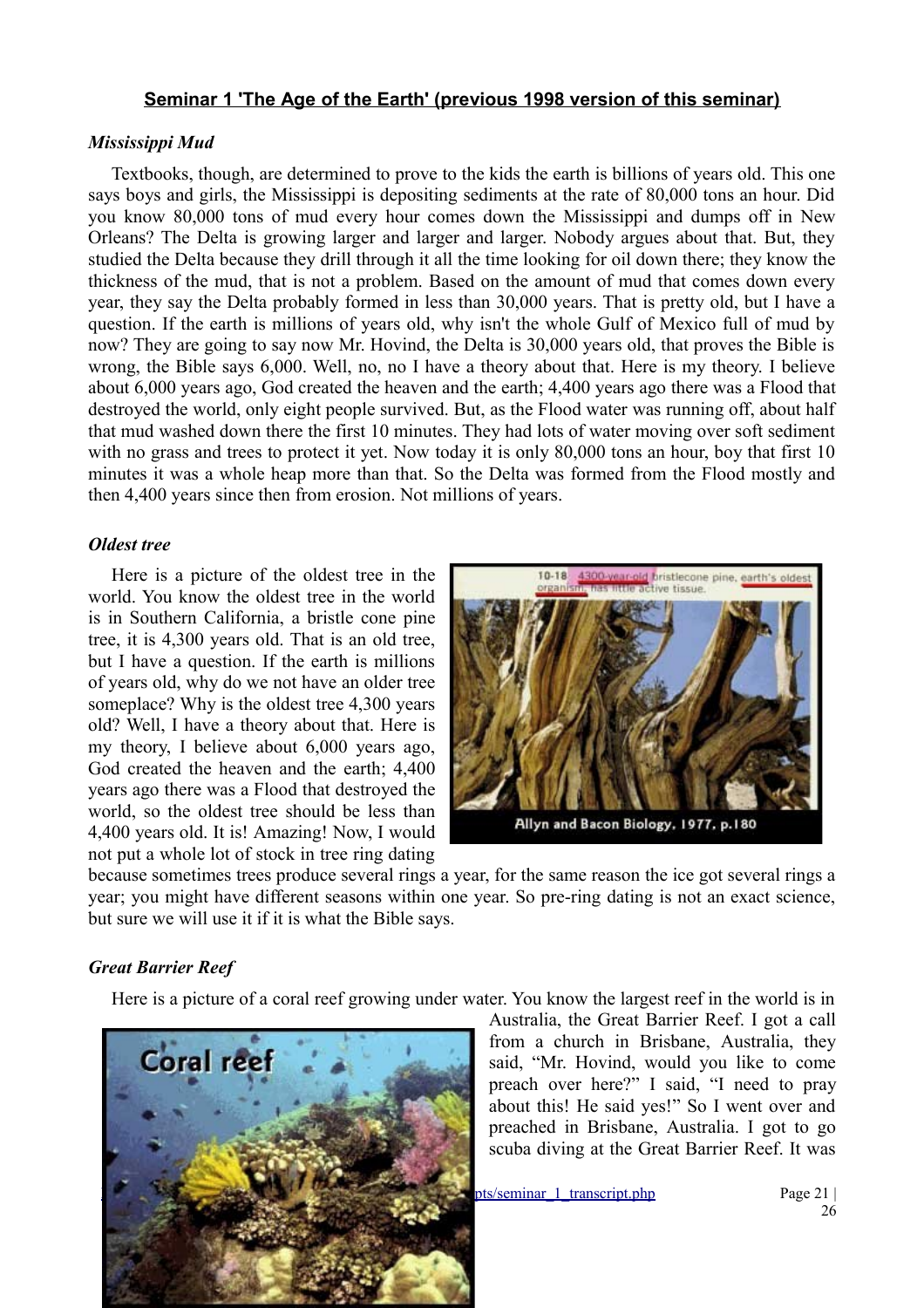**Seminar 1 'The Age of the Earth' (previous 1998 version of this seminar)**

### *Mississippi Mud*

Textbooks, though, are determined to prove to the kids the earth is billions of years old. This one says boys and girls, the Mississippi is depositing sediments at the rate of 80,000 tons an hour. Did you know 80,000 tons of mud every hour comes down the Mississippi and dumps off in New Orleans? The Delta is growing larger and larger and larger. Nobody argues about that. But, they studied the Delta because they drill through it all the time looking for oil down there; they know the thickness of the mud, that is not a problem. Based on the amount of mud that comes down every year, they say the Delta probably formed in less than 30,000 years. That is pretty old, but I have a question. If the earth is millions of years old, why isn't the whole Gulf of Mexico full of mud by now? They are going to say now Mr. Hovind, the Delta is 30,000 years old, that proves the Bible is wrong, the Bible says 6,000. Well, no, no I have a theory about that. Here is my theory. I believe about 6,000 years ago, God created the heaven and the earth; 4,400 years ago there was a Flood that destroyed the world, only eight people survived. But, as the Flood water was running off, about half that mud washed down there the first 10 minutes. They had lots of water moving over soft sediment with no grass and trees to protect it yet. Now today it is only 80,000 tons an hour, boy that first 10 minutes it was a whole heap more than that. So the Delta was formed from the Flood mostly and then 4,400 years since then from erosion. Not millions of years.

### *Oldest tree*

Here is a picture of the oldest tree in the world. You know the oldest tree in the world is in Southern California, a bristle cone pine tree, it is 4,300 years old. That is an old tree, but I have a question. If the earth is millions of years old, why do we not have an older tree someplace? Why is the oldest tree 4,300 years old? Well, I have a theory about that. Here is my theory, I believe about 6,000 years ago, God created the heaven and the earth; 4,400 years ago there was a Flood that destroyed the world, so the oldest tree should be less than 4,400 years old. It is! Amazing! Now, I would not put a whole lot of stock in tree ring dating because sometimes trees produce several rings a year, for the same reason the ice got several rings a year; you might have different seasons within one year. So pre-ring dating is not an exact science, but sure we will use it if it is what the Bible says.

10-18 4300-year-old bristlecone pine, earth's oldest organism, has little active tissue.

Allyn and Bacon Biology, 1977, p.180

### *Great Barrier Reef*

Here is a picture of a coral reef growing under water. You know the largest reef in the world is in Australia, the Great Barrier Reef. I got a call from a church in Brisbane, Australia, they said, "Mr. Hovind, would you like to come preach over here?" I said, "I need to pray about this! He said yes!" So I went over and preached in Brisbane, Australia. I got to go scuba diving at the Great Barrier Reef. It was

Coral reef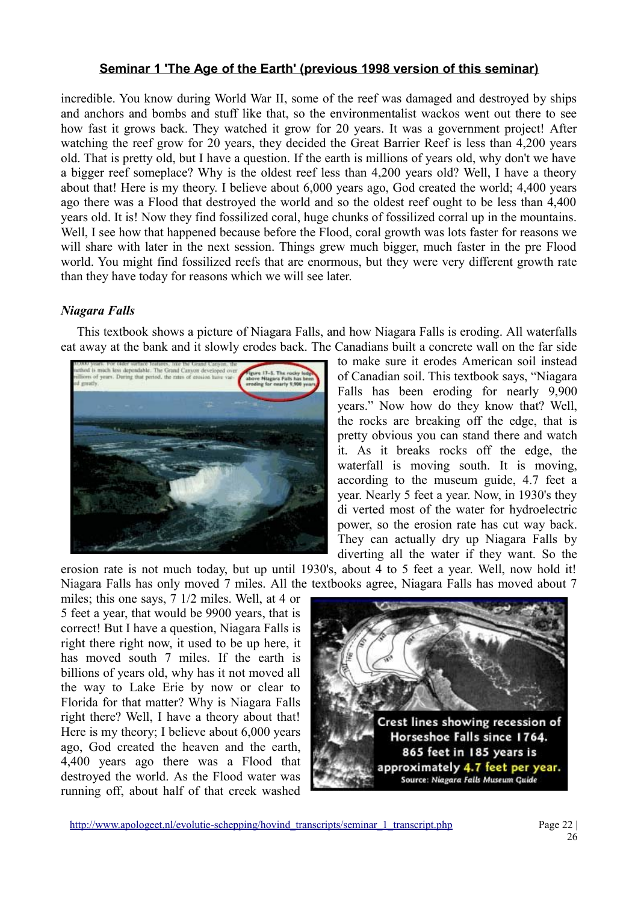## Seminar 1 'The Age of the Earth' (previous 1998 version of this seminar)

incredible. You know during World War II, some of the reef was damaged and destroyed by ships and anchors and bombs and stuff like that, so the environmentalist wackos went out there to see how fast it grows back. They watched it grow for 20 years. It was a government project! After watching the reef grow for 20 years, they decided the Great Barrier Reef is less than 4,200 years old. That is pretty old, but I have a question. If the earth is millions of years old, why don't we have a bigger reef someplace? Why is the oldest reef less than 4,200 years old? Well, I have a theory about that! Here is my theory. I believe about 6,000 years ago, God created the world; 4,400 years ago there was a Flood that destroyed the world and so the oldest reef ought to be less than 4,400 years old. It is! Now they find fossilized coral, huge chunks of fossilized corral up in the mountains. Well, I see how that happened because before the Flood, coral growth was lots faster for reasons we will share with later in the next session. Things grew much bigger, much faster in the pre Flood world. You might find fossilized reefs that are enormous, but they were very different growth rate than they have today for reasons which we will see later.

### *Niagara Falls*

This textbook shows a picture of Niagara Falls, and how Niagara Falls is eroding. All waterfalls eat away at the bank and it slowly erodes back. The Canadians built a concrete wall on the far side to make sure it erodes American soil instead of Canadian soil. This textbook says, "Niagara Falls has been eroding for nearly 9,900 years." Now how do they know that? Well, the rocks are breaking off the edge, that is pretty obvious you can stand there and watch it. As it breaks rocks off the edge, the waterfall is moving south. It is moving, according to the museum guide, 4.7 feet a year. Nearly 5 feet a year. Now, in 1930's they di verted most of the water for hydroelectric power, so the erosion rate has cut way back. They can actually dry up Niagara Falls by diverting all the water if they want. So the erosion rate is not much today, but up until 1930's, about 4 to 5 feet a year. Well, now hold it! Niagara Falls has only moved 7 miles. All the textbooks agree, Niagara Falls has moved about 7 miles; this one says, 7 1/2 miles. Well, at 4 or 5 feet a year, that would be 9900 years, that is correct! But I have a question, Niagara Falls is right there right now, it used to be up here, it has moved south 7 miles. If the earth is billions of years old, why has it not moved all the way to Lake Erie by now or clear to Florida for that matter? Why is Niagara Falls right there? Well, I have a theory about that! Here is my theory; I believe about 6,000 years ago, God created the heaven and the earth, 4,400 years ago there was a Flood that destroyed the world. As the Flood water was running off, about half of that creek washed

Crest lines showing recession of Horseshoe Falls since 1764. 865 feet in 185 years is approximately 4.7 feet per year. Source: Niagara Falls Museum Guide

http://www.apologeet.nl/evolutie-schepping/hovind_transcripts/seminar_1_transcript.php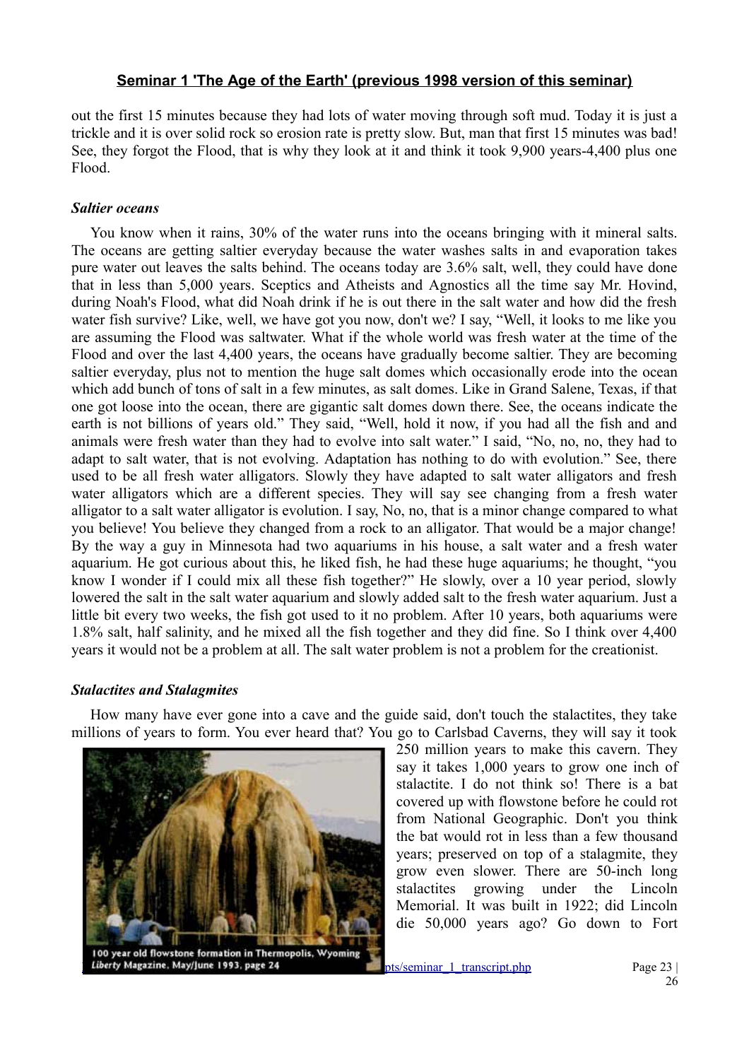out the first 15 minutes because they had lots of water moving through soft mud. Today it is just a trickle and it is over solid rock so erosion rate is pretty slow. But, man that first 15 minutes was bad! See, they forgot the Flood, that is why they look at it and think it took 9,900 years-4,400 plus one Flood.

### *Saltier oceans*

You know when it rains, 30% of the water runs into the oceans bringing with it mineral salts. The oceans are getting saltier everyday because the water washes salts in and evaporation takes pure water out leaves the salts behind. The oceans today are 3.6% salt, well, they could have done that in less than 5,000 years. Sceptics and Atheists and Agnostics all the time say Mr. Hovind, during Noah's Flood, what did Noah drink if he is out there in the salt water and how did the fresh water fish survive? Like, well, we have got you now, don't we? I say, "Well, it looks to me like you are assuming the Flood was saltwater. What if the whole world was fresh water at the time of the Flood and over the last 4,400 years, the oceans have gradually become saltier. They are becoming saltier everyday, plus not to mention the huge salt domes which occasionally erode into the ocean which add bunch of tons of salt in a few minutes, as salt domes. Like in Grand Salene, Texas, if that one got loose into the ocean, there are gigantic salt domes down there. See, the oceans indicate the earth is not billions of years old." They said, "Well, hold it now, if you had all the fish and and animals were fresh water than they had to evolve into salt water." I said, "No, no, no, they had to adapt to salt water, that is not evolving. Adaptation has nothing to do with evolution." See, there used to be all fresh water alligators. Slowly they have adapted to salt water alligators and fresh water alligators which are a different species. They will say see changing from a fresh water alligator to a salt water alligator is evolution. I say, No, no, that is a minor change compared to what you believe! You believe they changed from a rock to an alligator. That would be a major change! By the way a guy in Minnesota had two aquariums in his house, a salt water and a fresh water aquarium. He got curious about this, he liked fish, he had these huge aquariums; he thought, "you know I wonder if I could mix all these fish together?" He slowly, over a 10 year period, slowly lowered the salt in the salt water aquarium and slowly added salt to the fresh water aquarium. Just a little bit every two weeks, the fish got used to it no problem. After 10 years, both aquariums were 1.8% salt, half salinity, and he mixed all the fish together and they did fine. So I think over 4,400 years it would not be a problem at all. The salt water problem is not a problem for the creationist.

### *Stalactites and Stalagmites*

How many have ever gone into a cave and the guide said, don't touch the stalactites, they take millions of years to form. You ever heard that? You go to Carlsbad Caverns, they will say it took 250 million years to make this cavern. They say it takes 1,000 years to grow one inch of stalactite. I do not think so! There is a bat covered up with flowstone before he could rot from National Geographic. Don't you think the bat would rot in less than a few thousand years; preserved on top of a stalagmite, they grow even slower. There are 50-inch long stalactites growing under the Lincoln Memorial. It was built in 1922; did Lincoln die 50,000 years ago? Go down to Fort

100 year old flowstone formation in Thermopolis, Wyoming
*Liberty* Magazine, May/June 1993, page 24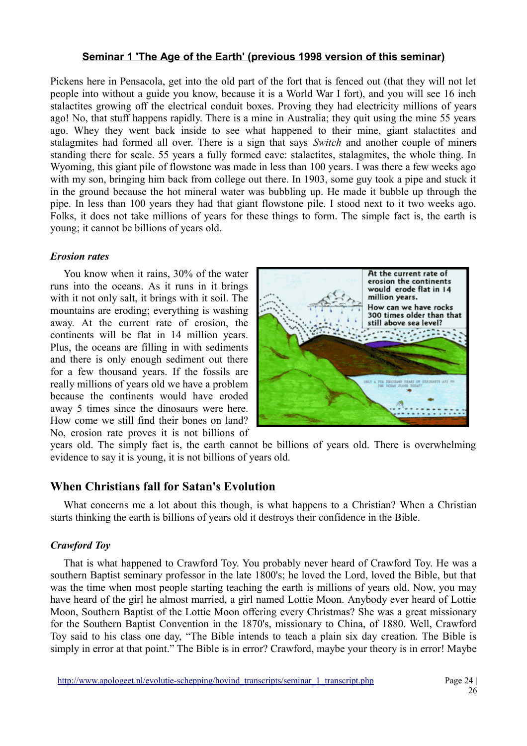Seminar 1 'The Age of the Earth' (previous 1998 version of this seminar)

Pickens here in Pensacola, get into the old part of the fort that is fenced out (that they will not let people into without a guide you know, because it is a World War I fort), and you will see 16 inch stalactites growing off the electrical conduit boxes. Proving they had electricity millions of years ago! No, that stuff happens rapidly. There is a mine in Australia; they quit using the mine 55 years ago. Whey they went back inside to see what happened to their mine, giant stalactites and stalagmites had formed all over. There is a sign that says *Switch* and another couple of miners standing there for scale. 55 years a fully formed cave: stalactites, stalagmites, the whole thing. In Wyoming, this giant pile of flowstone was made in less than 100 years. I was there a few weeks ago with my son, bringing him back from college out there. In 1903, some guy took a pipe and stuck it in the ground because the hot mineral water was bubbling up. He made it bubble up through the pipe. In less than 100 years they had that giant flowstone pile. I stood next to it two weeks ago. Folks, it does not take millions of years for these things to form. The simple fact is, the earth is young; it cannot be billions of years old.

### *Erosion rates*

You know when it rains, 30% of the water runs into the oceans. As it runs in it brings with it not only salt, it brings with it soil. The mountains are eroding; everything is washing away. At the current rate of erosion, the continents will be flat in 14 million years. Plus, the oceans are filling in with sediments and there is only enough sediment out there for a few thousand years. If the fossils are really millions of years old we have a problem because the continents would have eroded away 5 times since the dinosaurs were here. How come we still find their bones on land? No, erosion rate proves it is not billions of years old. The simply fact is, the earth cannot be billions of years old. There is overwhelming evidence to say it is young, it is not billions of years old.

## When Christians fall for Satan's Evolution

What concerns me a lot about this though, is what happens to a Christian? When a Christian starts thinking the earth is billions of years old it destroys their confidence in the Bible.

### *Crawford Toy*

That is what happened to Crawford Toy. You probably never heard of Crawford Toy. He was a southern Baptist seminary professor in the late 1800's; he loved the Lord, loved the Bible, but that was the time when most people starting teaching the earth is millions of years old. Now, you may have heard of the girl he almost married, a girl named Lottie Moon. Anybody ever heard of Lottie Moon, Southern Baptist of the Lottie Moon offering every Christmas? She was a great missionary for the Southern Baptist Convention in the 1870's, missionary to China, of 1880. Well, Crawford Toy said to his class one day, "The Bible intends to teach a plain six day creation. The Bible is simply in error at that point." The Bible is in error? Crawford, maybe your theory is in error! Maybe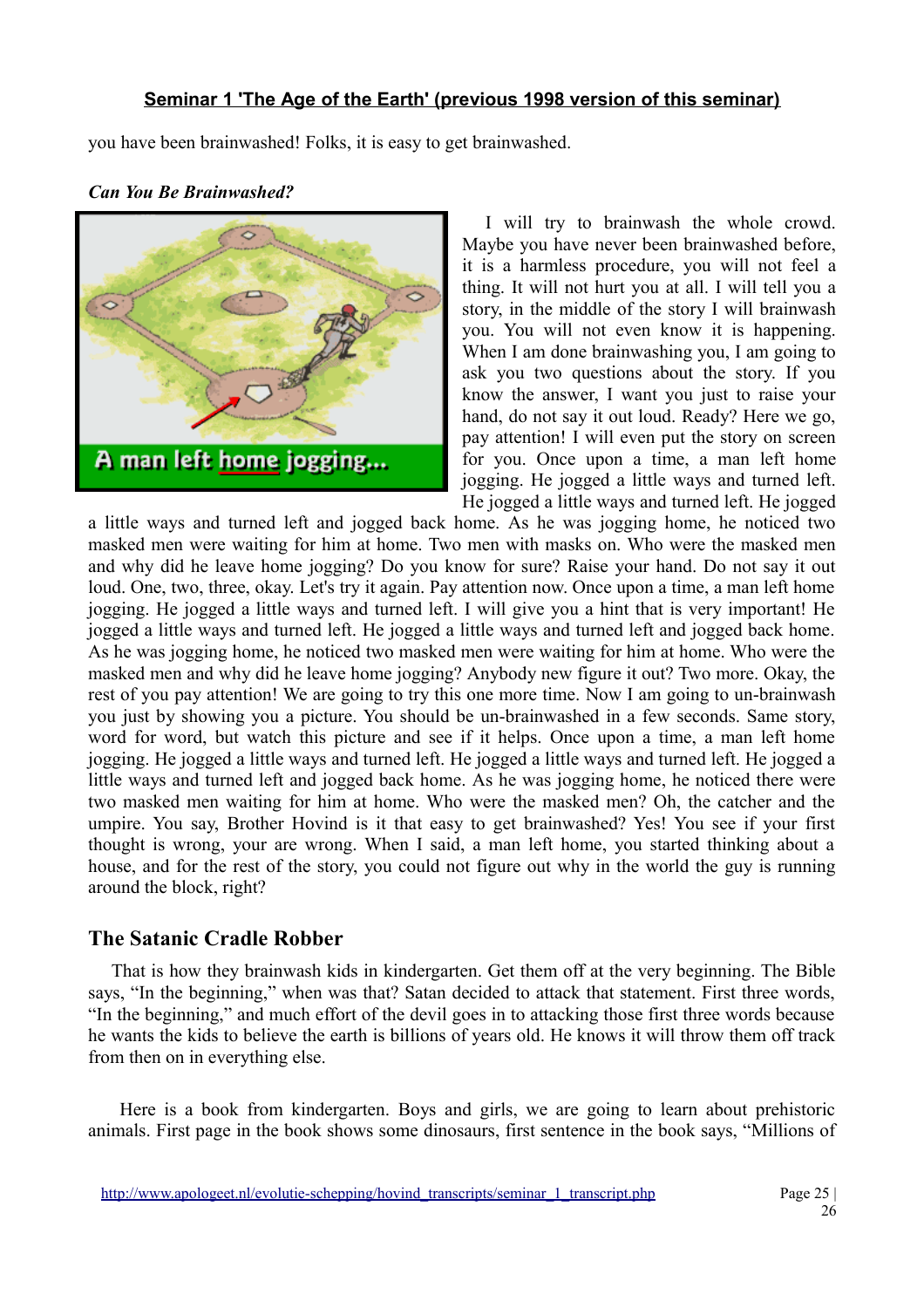you have been brainwashed! Folks, it is easy to get brainwashed.

***Can You Be Brainwashed?***

I will try to brainwash the whole crowd. Maybe you have never been brainwashed before, it is a harmless procedure, you will not feel a thing. It will not hurt you at all. I will tell you a story, in the middle of the story I will brainwash you. You will not even know it is happening. When I am done brainwashing you, I am going to ask you two questions about the story. If you know the answer, I want you just to raise your hand, do not say it out loud. Ready? Here we go, pay attention! I will even put the story on screen for you. Once upon a time, a man left home jogging. He jogged a little ways and turned left. He jogged a little ways and turned left. He jogged a little ways and turned left and jogged back home. As he was jogging home, he noticed two masked men were waiting for him at home. Two men with masks on. Who were the masked men and why did he leave home jogging? Do you know for sure? Raise your hand. Do not say it out loud. One, two, three, okay. Let's try it again. Pay attention now. Once upon a time, a man left home jogging. He jogged a little ways and turned left. I will give you a hint that is very important! He jogged a little ways and turned left. He jogged a little ways and turned left and jogged back home. As he was jogging home, he noticed two masked men were waiting for him at home. Who were the masked men and why did he leave home jogging? Anybody new figure it out? Two more. Okay, the rest of you pay attention! We are going to try this one more time. Now I am going to un-brainwash you just by showing you a picture. You should be un-brainwashed in a few seconds. Same story, word for word, but watch this picture and see if it helps. Once upon a time, a man left home jogging. He jogged a little ways and turned left. He jogged a little ways and turned left. He jogged a little ways and turned left and jogged back home. As he was jogging home, he noticed there were two masked men waiting for him at home. Who were the masked men? Oh, the catcher and the umpire. You say, Brother Hovind is it that easy to get brainwashed? Yes! You see if your first thought is wrong, your are wrong. When I said, a man left home, you started thinking about a house, and for the rest of the story, you could not figure out why in the world the guy is running around the block, right?

## The Satanic Cradle Robber

That is how they brainwash kids in kindergarten. Get them off at the very beginning. The Bible says, "In the beginning," when was that? Satan decided to attack that statement. First three words, "In the beginning," and much effort of the devil goes in to attacking those first three words because he wants the kids to believe the earth is billions of years old. He knows it will throw them off track from then on in everything else.

Here is a book from kindergarten. Boys and girls, we are going to learn about prehistoric animals. First page in the book shows some dinosaurs, first sentence in the book says, "Millions of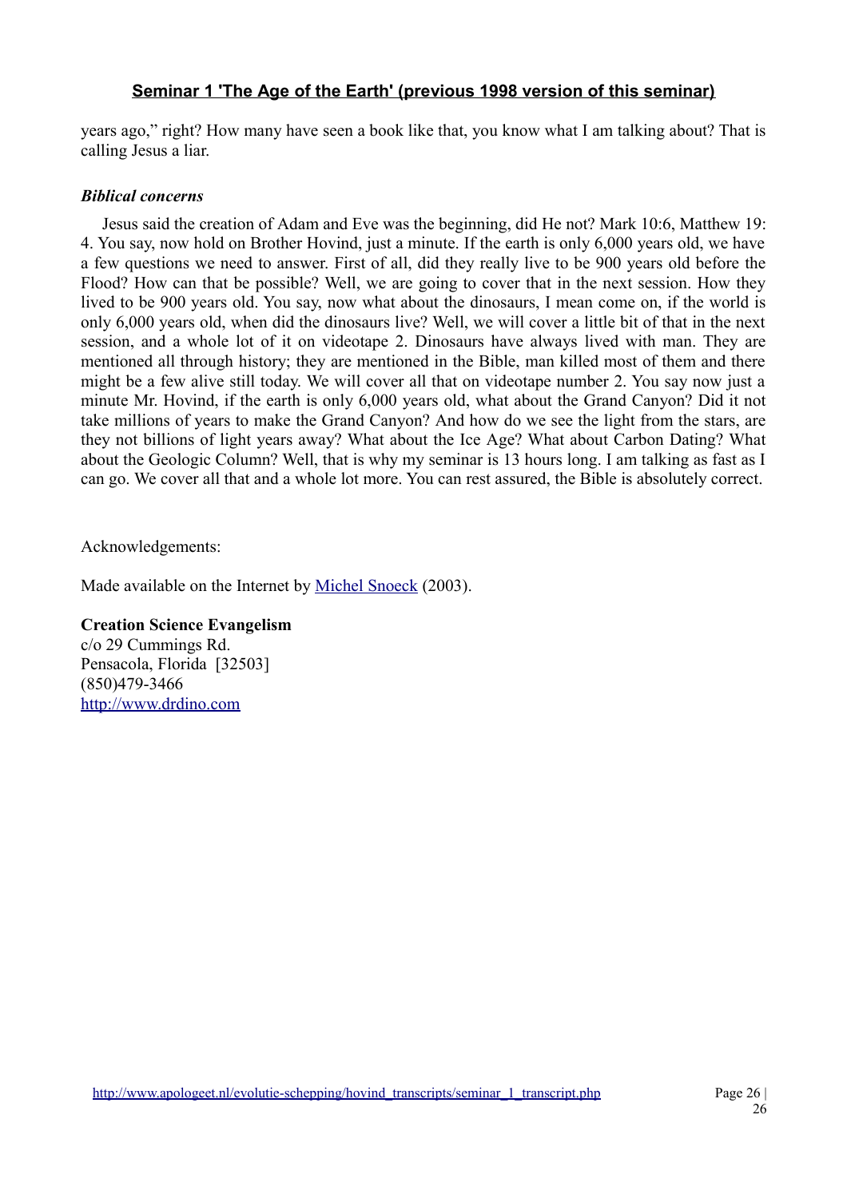years ago," right? How many have seen a book like that, you know what I am talking about? That is calling Jesus a liar.

### *Biblical concerns*

Jesus said the creation of Adam and Eve was the beginning, did He not? Mark 10:6, Matthew 19: 4. You say, now hold on Brother Hovind, just a minute. If the earth is only 6,000 years old, we have a few questions we need to answer. First of all, did they really live to be 900 years old before the Flood? How can that be possible? Well, we are going to cover that in the next session. How they lived to be 900 years old. You say, now what about the dinosaurs, I mean come on, if the world is only 6,000 years old, when did the dinosaurs live? Well, we will cover a little bit of that in the next session, and a whole lot of it on videotape 2. Dinosaurs have always lived with man. They are mentioned all through history; they are mentioned in the Bible, man killed most of them and there might be a few alive still today. We will cover all that on videotape number 2. You say now just a minute Mr. Hovind, if the earth is only 6,000 years old, what about the Grand Canyon? Did it not take millions of years to make the Grand Canyon? And how do we see the light from the stars, are they not billions of light years away? What about the Ice Age? What about Carbon Dating? What about the Geologic Column? Well, that is why my seminar is 13 hours long. I am talking as fast as I can go. We cover all that and a whole lot more. You can rest assured, the Bible is absolutely correct.

Acknowledgements:

Made available on the Internet by Michel Snoeck (2003).

**Creation Science Evangelism**
c/o 29 Cummings Rd.
Pensacola, Florida [32503]
(850)479-3466
http://www.drdino.com